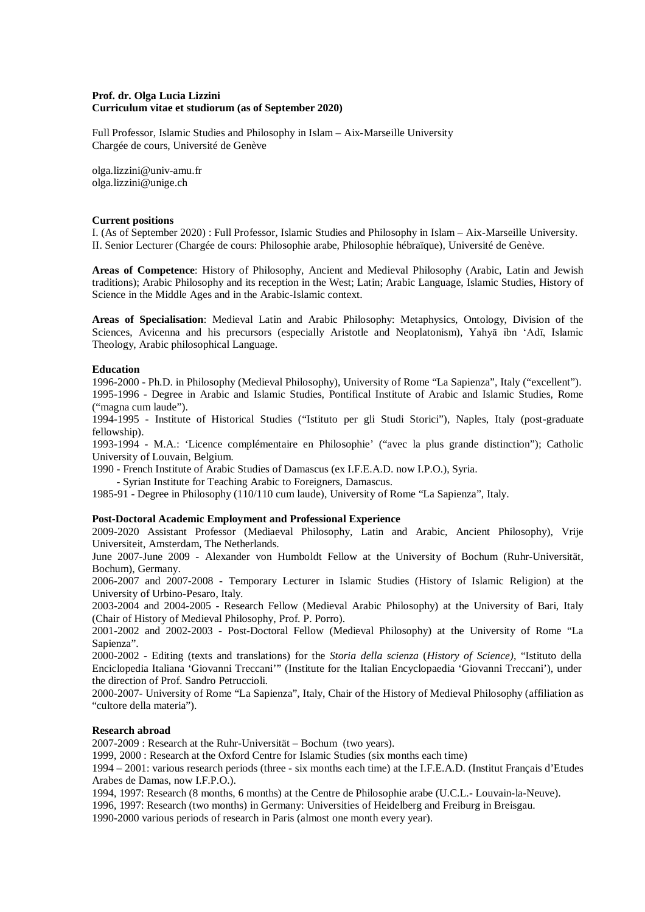**Prof. dr. Olga Lucia Lizzini**
**Curriculum vitae et studiorum (as of September 2020)**

Full Professor, Islamic Studies and Philosophy in Islam – Aix-Marseille University
Chargée de cours, Université de Genève

olga.lizzini@univ-amu.fr
olga.lizzini@unige.ch

**Current positions**

I. (As of September 2020) : Full Professor, Islamic Studies and Philosophy in Islam – Aix-Marseille University.
II. Senior Lecturer (Chargée de cours: Philosophie arabe, Philosophie hébraïque), Université de Genève.

**Areas of Competence**: History of Philosophy, Ancient and Medieval Philosophy (Arabic, Latin and Jewish traditions); Arabic Philosophy and its reception in the West; Latin; Arabic Language, Islamic Studies, History of Science in the Middle Ages and in the Arabic-Islamic context.

**Areas of Specialisation**: Medieval Latin and Arabic Philosophy: Metaphysics, Ontology, Division of the Sciences, Avicenna and his precursors (especially Aristotle and Neoplatonism), Yahyā ibn ʻAdī, Islamic Theology, Arabic philosophical Language.

**Education**

1996-2000 - Ph.D. in Philosophy (Medieval Philosophy), University of Rome "La Sapienza", Italy ("excellent").
1995-1996 - Degree in Arabic and Islamic Studies, Pontifical Institute of Arabic and Islamic Studies, Rome ("magna cum laude").
1994-1995 - Institute of Historical Studies ("Istituto per gli Studi Storici"), Naples, Italy (post-graduate fellowship).
1993-1994 - M.A.: 'Licence complémentaire en Philosophie' ("avec la plus grande distinction"); Catholic University of Louvain, Belgium.
1990 - French Institute of Arabic Studies of Damascus (ex I.F.E.A.D. now I.P.O.), Syria.
- Syrian Institute for Teaching Arabic to Foreigners, Damascus.
1985-91 - Degree in Philosophy (110/110 cum laude), University of Rome "La Sapienza", Italy.

**Post-Doctoral Academic Employment and Professional Experience**

2009-2020 Assistant Professor (Mediaeval Philosophy, Latin and Arabic, Ancient Philosophy), Vrije Universiteit, Amsterdam, The Netherlands.
June 2007-June 2009 - Alexander von Humboldt Fellow at the University of Bochum (Ruhr-Universität, Bochum), Germany.
2006-2007 and 2007-2008 - Temporary Lecturer in Islamic Studies (History of Islamic Religion) at the University of Urbino-Pesaro, Italy.
2003-2004 and 2004-2005 - Research Fellow (Medieval Arabic Philosophy) at the University of Bari, Italy (Chair of History of Medieval Philosophy, Prof. P. Porro).
2001-2002 and 2002-2003 - Post-Doctoral Fellow (Medieval Philosophy) at the University of Rome "La Sapienza".
2000-2002 - Editing (texts and translations) for the *Storia della scienza* (*History of Science)*, "Istituto della Enciclopedia Italiana 'Giovanni Treccani'" (Institute for the Italian Encyclopaedia 'Giovanni Treccani'), under the direction of Prof. Sandro Petruccioli.
2000-2007- University of Rome "La Sapienza", Italy, Chair of the History of Medieval Philosophy (affiliation as "cultore della materia").

**Research abroad**

2007-2009 : Research at the Ruhr-Universität – Bochum (two years).
1999, 2000 : Research at the Oxford Centre for Islamic Studies (six months each time)
1994 – 2001: various research periods (three - six months each time) at the I.F.E.A.D. (Institut Français d'Etudes Arabes de Damas, now I.F.P.O.).
1994, 1997: Research (8 months, 6 months) at the Centre de Philosophie arabe (U.C.L.- Louvain-la-Neuve).
1996, 1997: Research (two months) in Germany: Universities of Heidelberg and Freiburg in Breisgau.
1990-2000 various periods of research in Paris (almost one month every year).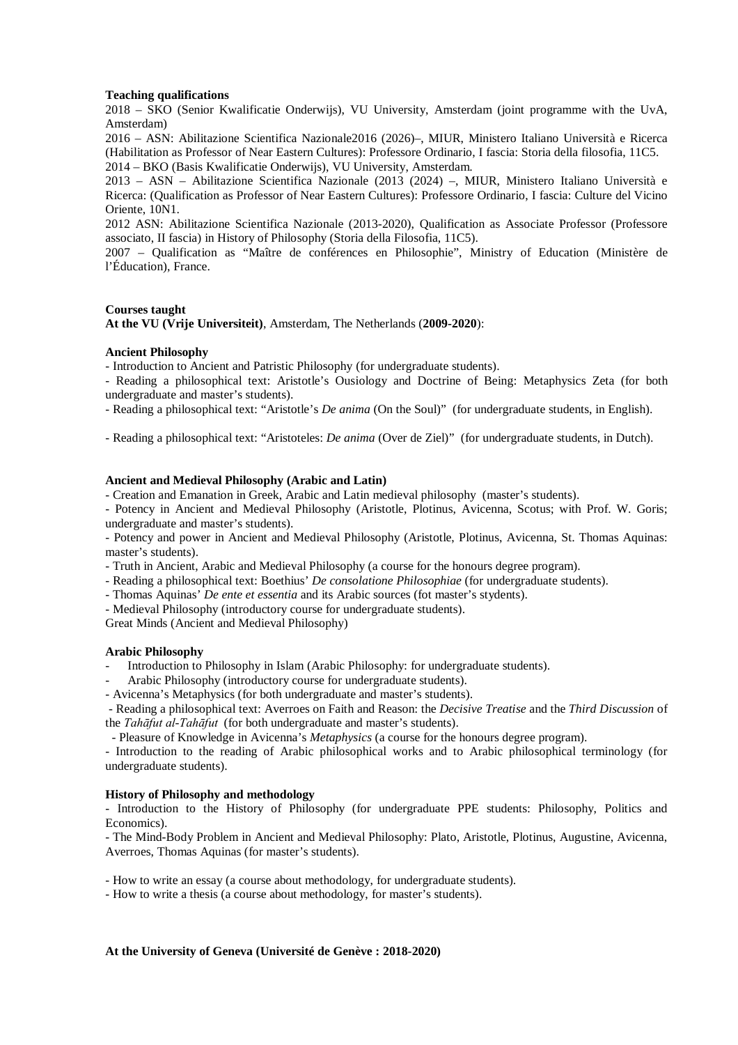**Teaching qualifications**

2018 – SKO (Senior Kwalificatie Onderwijs), VU University, Amsterdam (joint programme with the UvA, Amsterdam)

2016 – ASN: Abilitazione Scientifica Nazionale2016 (2026)–, MIUR, Ministero Italiano Università e Ricerca (Habilitation as Professor of Near Eastern Cultures): Professore Ordinario, I fascia: Storia della filosofia, 11C5.

2014 – BKO (Basis Kwalificatie Onderwijs), VU University, Amsterdam.

2013 – ASN – Abilitazione Scientifica Nazionale (2013 (2024) –, MIUR, Ministero Italiano Università e Ricerca: (Qualification as Professor of Near Eastern Cultures): Professore Ordinario, I fascia: Culture del Vicino Oriente, 10N1.

2012 ASN: Abilitazione Scientifica Nazionale (2013-2020), Qualification as Associate Professor (Professore associato, II fascia) in History of Philosophy (Storia della Filosofia, 11C5).

2007 – Qualification as "Maître de conférences en Philosophie", Ministry of Education (Ministère de l'Éducation), France.

**Courses taught**

**At the VU (Vrije Universiteit)**, Amsterdam, The Netherlands (**2009-2020**):

**Ancient Philosophy**

- Introduction to Ancient and Patristic Philosophy (for undergraduate students).
- Reading a philosophical text: Aristotle's Ousiology and Doctrine of Being: Metaphysics Zeta (for both undergraduate and master's students).
- Reading a philosophical text: "Aristotle's *De anima* (On the Soul)" (for undergraduate students, in English).
- Reading a philosophical text: "Aristoteles: *De anima* (Over de Ziel)" (for undergraduate students, in Dutch).

**Ancient and Medieval Philosophy (Arabic and Latin)**

- Creation and Emanation in Greek, Arabic and Latin medieval philosophy (master's students).
- Potency in Ancient and Medieval Philosophy (Aristotle, Plotinus, Avicenna, Scotus; with Prof. W. Goris; undergraduate and master's students).
- Potency and power in Ancient and Medieval Philosophy (Aristotle, Plotinus, Avicenna, St. Thomas Aquinas: master's students).
- Truth in Ancient, Arabic and Medieval Philosophy (a course for the honours degree program).
- Reading a philosophical text: Boethius' *De consolatione Philosophiae* (for undergraduate students).
- Thomas Aquinas' *De ente et essentia* and its Arabic sources (fot master's stydents).
- Medieval Philosophy (introductory course for undergraduate students).

Great Minds (Ancient and Medieval Philosophy)

**Arabic Philosophy**

- Introduction to Philosophy in Islam (Arabic Philosophy: for undergraduate students).
- Arabic Philosophy (introductory course for undergraduate students).
- Avicenna's Metaphysics (for both undergraduate and master's students).
- Reading a philosophical text: Averroes on Faith and Reason: the *Decisive Treatise* and the *Third Discussion* of the *Tahāfut al-Tahāfut* (for both undergraduate and master's students).
- Pleasure of Knowledge in Avicenna's *Metaphysics* (a course for the honours degree program).
- Introduction to the reading of Arabic philosophical works and to Arabic philosophical terminology (for undergraduate students).

**History of Philosophy and methodology**

- Introduction to the History of Philosophy (for undergraduate PPE students: Philosophy, Politics and Economics).
- The Mind-Body Problem in Ancient and Medieval Philosophy: Plato, Aristotle, Plotinus, Augustine, Avicenna, Averroes, Thomas Aquinas (for master's students).
- How to write an essay (a course about methodology, for undergraduate students).
- How to write a thesis (a course about methodology, for master's students).

**At the University of Geneva (Université de Genève : 2018-2020)**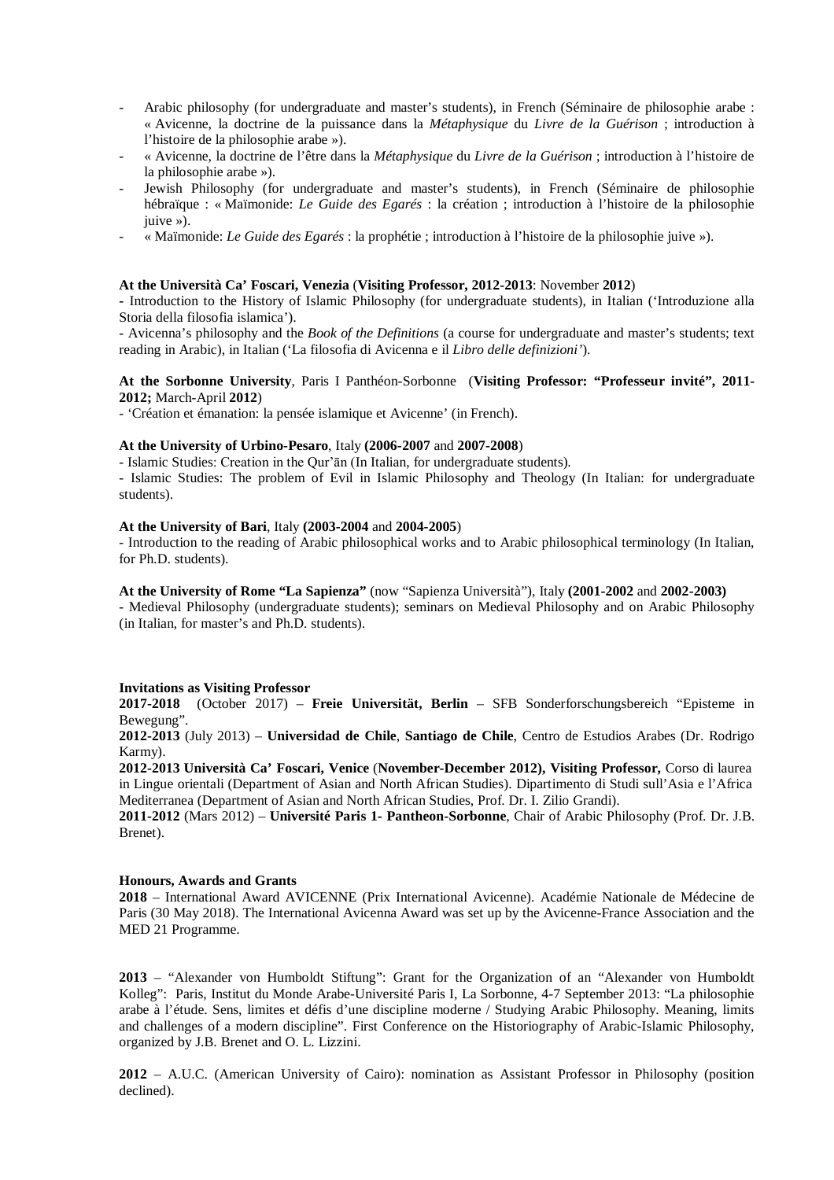- Arabic philosophy (for undergraduate and master's students), in French (Séminaire de philosophie arabe : « Avicenne, la doctrine de la puissance dans la *Métaphysique* du *Livre de la Guérison* ; introduction à l'histoire de la philosophie arabe »).
- « Avicenne, la doctrine de l'être dans la *Métaphysique* du *Livre de la Guérison* ; introduction à l'histoire de la philosophie arabe »).
- Jewish Philosophy (for undergraduate and master's students), in French (Séminaire de philosophie hébraïque : « Maïmonide: *Le Guide des Egarés* : la création ; introduction à l'histoire de la philosophie juive »).
- « Maïmonide: *Le Guide des Egarés* : la prophétie ; introduction à l'histoire de la philosophie juive »).

**At the Università Ca' Foscari, Venezia** (**Visiting Professor, 2012-2013**: November **2012**)

- Introduction to the History of Islamic Philosophy (for undergraduate students), in Italian ('Introduzione alla Storia della filosofia islamica').

- Avicenna's philosophy and the *Book of the Definitions* (a course for undergraduate and master's students; text reading in Arabic), in Italian ('La filosofia di Avicenna e il *Libro delle definizioni'*).

**At the Sorbonne University**, Paris I Panthéon-Sorbonne (**Visiting Professor: "Professeur invité", 2011-2012;** March-April **2012**)

- 'Création et émanation: la pensée islamique et Avicenne' (in French).

**At the University of Urbino-Pesaro**, Italy **(2006-2007** and **2007-2008**)

- Islamic Studies: Creation in the Qur'ān (In Italian, for undergraduate students).

- Islamic Studies: The problem of Evil in Islamic Philosophy and Theology (In Italian: for undergraduate students).

**At the University of Bari**, Italy **(2003-2004** and **2004-2005**)

- Introduction to the reading of Arabic philosophical works and to Arabic philosophical terminology (In Italian, for Ph.D. students).

**At the University of Rome "La Sapienza"** (now "Sapienza Università"), Italy **(2001-2002** and **2002-2003)**

- Medieval Philosophy (undergraduate students); seminars on Medieval Philosophy and on Arabic Philosophy (in Italian, for master's and Ph.D. students).

**Invitations as Visiting Professor**

**2017-2018** (October 2017) – **Freie Universität, Berlin** – SFB Sonderforschungsbereich "Episteme in Bewegung".

**2012-2013** (July 2013) – **Universidad de Chile**, **Santiago de Chile**, Centro de Estudios Arabes (Dr. Rodrigo Karmy).

**2012-2013 Università Ca' Foscari, Venice** (**November-December 2012), Visiting Professor,** Corso di laurea in Lingue orientali (Department of Asian and North African Studies). Dipartimento di Studi sull'Asia e l'Africa Mediterranea (Department of Asian and North African Studies, Prof. Dr. I. Zilio Grandi).

**2011-2012** (Mars 2012) – **Université Paris 1- Pantheon-Sorbonne**, Chair of Arabic Philosophy (Prof. Dr. J.B. Brenet).

**Honours, Awards and Grants**

**2018** – International Award AVICENNE (Prix International Avicenne). Académie Nationale de Médecine de Paris (30 May 2018). The International Avicenna Award was set up by the Avicenne-France Association and the MED 21 Programme.

**2013** – "Alexander von Humboldt Stiftung": Grant for the Organization of an "Alexander von Humboldt Kolleg": Paris, Institut du Monde Arabe-Université Paris I, La Sorbonne, 4-7 September 2013: "La philosophie arabe à l'étude. Sens, limites et défis d'une discipline moderne / Studying Arabic Philosophy. Meaning, limits and challenges of a modern discipline". First Conference on the Historiography of Arabic-Islamic Philosophy, organized by J.B. Brenet and O. L. Lizzini.

**2012** – A.U.C. (American University of Cairo): nomination as Assistant Professor in Philosophy (position declined).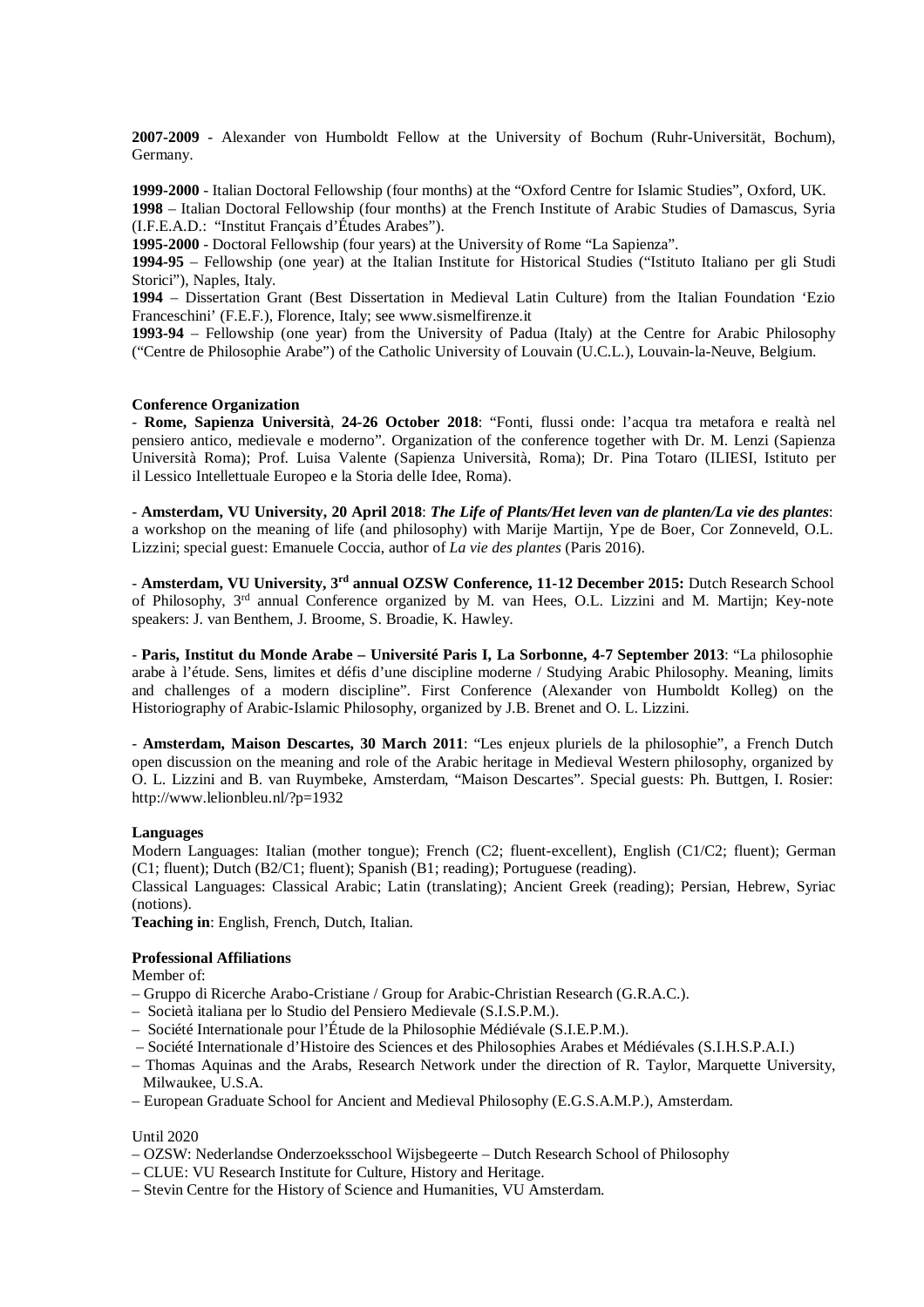**2007-2009** - Alexander von Humboldt Fellow at the University of Bochum (Ruhr-Universität, Bochum), Germany.

**1999-2000** - Italian Doctoral Fellowship (four months) at the "Oxford Centre for Islamic Studies", Oxford, UK.
**1998** – Italian Doctoral Fellowship (four months) at the French Institute of Arabic Studies of Damascus, Syria (I.F.E.A.D.: "Institut Français d'Études Arabes").
**1995-2000** - Doctoral Fellowship (four years) at the University of Rome "La Sapienza".
**1994-95** – Fellowship (one year) at the Italian Institute for Historical Studies ("Istituto Italiano per gli Studi Storici"), Naples, Italy.
**1994** – Dissertation Grant (Best Dissertation in Medieval Latin Culture) from the Italian Foundation 'Ezio Franceschini' (F.E.F.), Florence, Italy; see www.sismelfirenze.it
**1993-94** – Fellowship (one year) from the University of Padua (Italy) at the Centre for Arabic Philosophy ("Centre de Philosophie Arabe") of the Catholic University of Louvain (U.C.L.), Louvain-la-Neuve, Belgium.

**Conference Organization**

- **Rome, Sapienza Università**, **24-26 October 2018**: "Fonti, flussi onde: l'acqua tra metafora e realtà nel pensiero antico, medievale e moderno". Organization of the conference together with Dr. M. Lenzi (Sapienza Università Roma); Prof. Luisa Valente (Sapienza Università, Roma); Dr. Pina Totaro (ILIESI, Istituto per il Lessico Intellettuale Europeo e la Storia delle Idee, Roma).

- **Amsterdam, VU University, 20 April 2018**: ***The Life of Plants/Het leven van de planten/La vie des plantes***: a workshop on the meaning of life (and philosophy) with Marije Martijn, Ype de Boer, Cor Zonneveld, O.L. Lizzini; special guest: Emanuele Coccia, author of *La vie des plantes* (Paris 2016).

- **Amsterdam, VU University, 3rd annual OZSW Conference, 11-12 December 2015:** Dutch Research School of Philosophy, 3rd annual Conference organized by M. van Hees, O.L. Lizzini and M. Martijn; Key-note speakers: J. van Benthem, J. Broome, S. Broadie, K. Hawley.

- **Paris, Institut du Monde Arabe – Université Paris I, La Sorbonne, 4-7 September 2013**: "La philosophie arabe à l'étude. Sens, limites et défis d'une discipline moderne / Studying Arabic Philosophy. Meaning, limits and challenges of a modern discipline". First Conference (Alexander von Humboldt Kolleg) on the Historiography of Arabic-Islamic Philosophy, organized by J.B. Brenet and O. L. Lizzini.

- **Amsterdam, Maison Descartes, 30 March 2011**: "Les enjeux pluriels de la philosophie", a French Dutch open discussion on the meaning and role of the Arabic heritage in Medieval Western philosophy, organized by O. L. Lizzini and B. van Ruymbeke, Amsterdam, "Maison Descartes". Special guests: Ph. Buttgen, I. Rosier: http://www.lelionbleu.nl/?p=1932

**Languages**

Modern Languages: Italian (mother tongue); French (C2; fluent-excellent), English (C1/C2; fluent); German (C1; fluent); Dutch (B2/C1; fluent); Spanish (B1; reading); Portuguese (reading).
Classical Languages: Classical Arabic; Latin (translating); Ancient Greek (reading); Persian, Hebrew, Syriac (notions).
**Teaching in**: English, French, Dutch, Italian.

**Professional Affiliations**

Member of:

– Gruppo di Ricerche Arabo-Cristiane / Group for Arabic-Christian Research (G.R.A.C.).
– Società italiana per lo Studio del Pensiero Medievale (S.I.S.P.M.).
– Société Internationale pour l'Étude de la Philosophie Médiévale (S.I.E.P.M.).
– Société Internationale d'Histoire des Sciences et des Philosophies Arabes et Médiévales (S.I.H.S.P.A.I.)
– Thomas Aquinas and the Arabs, Research Network under the direction of R. Taylor, Marquette University, Milwaukee, U.S.A.
– European Graduate School for Ancient and Medieval Philosophy (E.G.S.A.M.P.), Amsterdam.

Until 2020

– OZSW: Nederlandse Onderzoeksschool Wijsbegeerte – Dutch Research School of Philosophy
– CLUE: VU Research Institute for Culture, History and Heritage.
– Stevin Centre for the History of Science and Humanities, VU Amsterdam.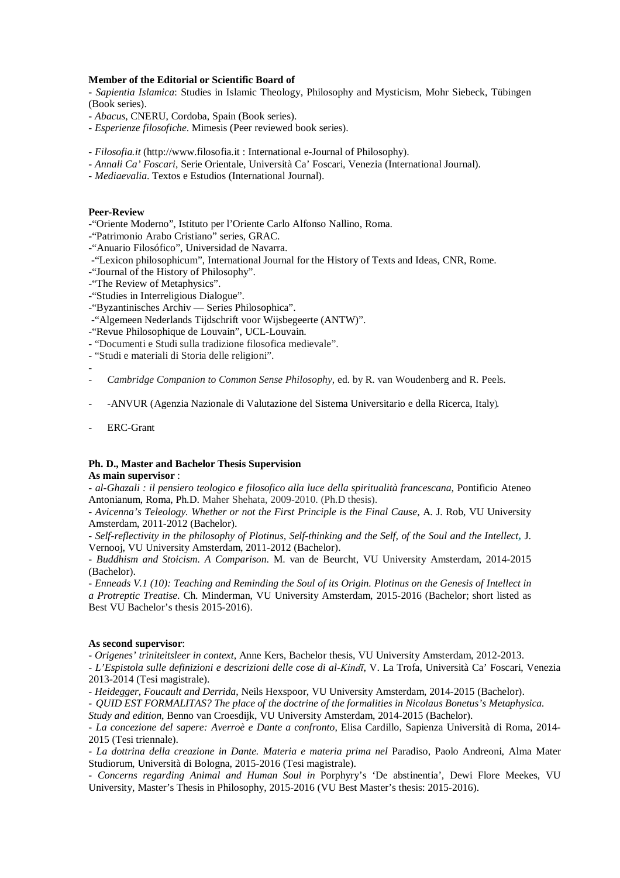**Member of the Editorial or Scientific Board of**

- *Sapientia Islamica*: Studies in Islamic Theology, Philosophy and Mysticism, Mohr Siebeck, Tübingen (Book series).
- *Abacus*, CNERU, Cordoba, Spain (Book series).
- *Esperienze filosofiche*. Mimesis (Peer reviewed book series).

- *Filosofia.it* (http://www.filosofia.it : International e-Journal of Philosophy).
- *Annali Ca' Foscari*, Serie Orientale, Università Ca' Foscari, Venezia (International Journal).
- *Mediaevalia*. Textos e Estudios (International Journal).

**Peer-Review**

-"Oriente Moderno", Istituto per l'Oriente Carlo Alfonso Nallino, Roma.
-"Patrimonio Arabo Cristiano" series, GRAC.
-"Anuario Filosófico", Universidad de Navarra.
-"Lexicon philosophicum", International Journal for the History of Texts and Ideas, CNR, Rome.
-"Journal of the History of Philosophy".
-"The Review of Metaphysics".
-"Studies in Interreligious Dialogue".
-"Byzantinisches Archiv — Series Philosophica".
-"Algemeen Nederlands Tijdschrift voor Wijsbegeerte (ANTW)".
-"Revue Philosophique de Louvain", UCL-Louvain.
- "Documenti e Studi sulla tradizione filosofica medievale".
- "Studi e materiali di Storia delle religioni".
-
- *Cambridge Companion to Common Sense Philosophy*, ed. by R. van Woudenberg and R. Peels.

- -ANVUR (Agenzia Nazionale di Valutazione del Sistema Universitario e della Ricerca, Italy).

- ERC-Grant

**Ph. D., Master and Bachelor Thesis Supervision**

**As main supervisor** :

- *al-Ghazali : il pensiero teologico e filosofico alla luce della spiritualità francescana*, Pontificio Ateneo Antonianum, Roma, Ph.D. Maher Shehata, 2009-2010. (Ph.D thesis).
- *Avicenna's Teleology. Whether or not the First Principle is the Final Cause*, A. J. Rob, VU University Amsterdam, 2011-2012 (Bachelor).
- *Self-reflectivity in the philosophy of Plotinus, Self-thinking and the Self, of the Soul and the Intellect*, J. Vernooj, VU University Amsterdam, 2011-2012 (Bachelor).
- *Buddhism and Stoicism. A Comparison*. M. van de Beurcht, VU University Amsterdam, 2014-2015 (Bachelor).
- *Enneads V.1 (10): Teaching and Reminding the Soul of its Origin. Plotinus on the Genesis of Intellect in a Protreptic Treatise*. Ch. Minderman, VU University Amsterdam, 2015-2016 (Bachelor; short listed as Best VU Bachelor's thesis 2015-2016).

**As second supervisor**:

- *Origenes' triniteitsleer in context*, Anne Kers, Bachelor thesis, VU University Amsterdam, 2012-2013.
- *L'Espistola sulle definizioni e descrizioni delle cose di al-Kindī*, V. La Trofa, Università Ca' Foscari, Venezia 2013-2014 (Tesi magistrale).
- *Heidegger, Foucault and Derrida*, Neils Hexspoor, VU University Amsterdam, 2014-2015 (Bachelor).
- *QUID EST FORMALITAS? The place of the doctrine of the formalities in Nicolaus Bonetus's Metaphysica. Study and edition*, Benno van Croesdijk, VU University Amsterdam, 2014-2015 (Bachelor).
- *La concezione del sapere: Averroè e Dante a confronto*, Elisa Cardillo, Sapienza Università di Roma, 2014-2015 (Tesi triennale).
- *La dottrina della creazione in Dante. Materia e materia prima nel* Paradiso, Paolo Andreoni, Alma Mater Studiorum, Università di Bologna, 2015-2016 (Tesi magistrale).
- *Concerns regarding Animal and Human Soul in* Porphyry's 'De abstinentia', Dewi Flore Meekes, VU University, Master's Thesis in Philosophy, 2015-2016 (VU Best Master's thesis: 2015-2016).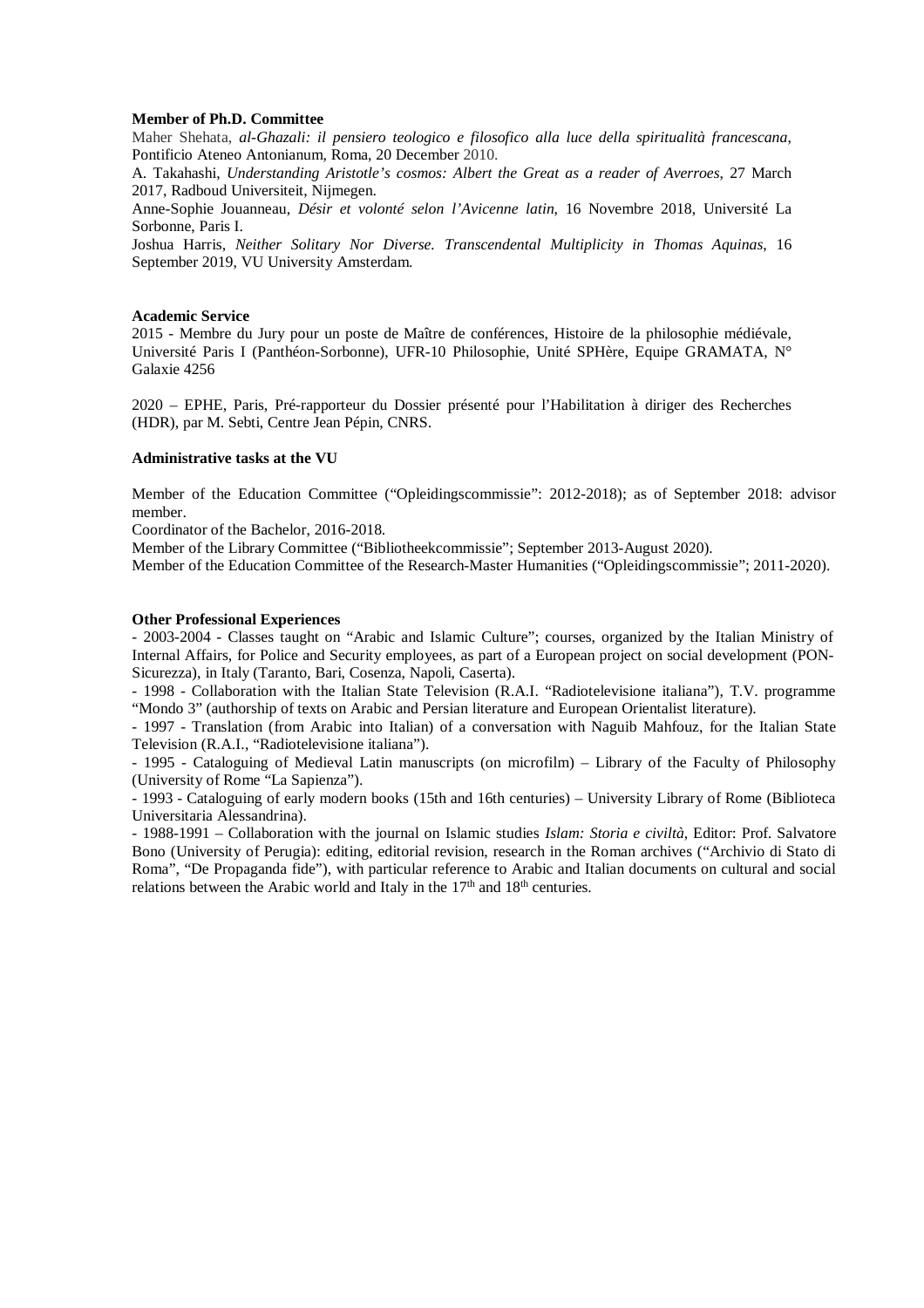**Member of Ph.D. Committee**

Maher Shehata, *al-Ghazali: il pensiero teologico e filosofico alla luce della spiritualità francescana*, Pontificio Ateneo Antonianum, Roma, 20 December 2010.

A. Takahashi, *Understanding Aristotle's cosmos: Albert the Great as a reader of Averroes*, 27 March 2017, Radboud Universiteit, Nijmegen.

Anne-Sophie Jouanneau, *Désir et volonté selon l'Avicenne latin*, 16 Novembre 2018, Université La Sorbonne, Paris I.

Joshua Harris, *Neither Solitary Nor Diverse. Transcendental Multiplicity in Thomas Aquinas*, 16 September 2019, VU University Amsterdam.

**Academic Service**

2015 - Membre du Jury pour un poste de Maître de conférences, Histoire de la philosophie médiévale, Université Paris I (Panthéon-Sorbonne), UFR-10 Philosophie, Unité SPHère, Equipe GRAMATA, N° Galaxie 4256

2020 – EPHE, Paris, Pré-rapporteur du Dossier présenté pour l'Habilitation à diriger des Recherches (HDR), par M. Sebti, Centre Jean Pépin, CNRS.

**Administrative tasks at the VU**

Member of the Education Committee ("Opleidingscommissie": 2012-2018); as of September 2018: advisor member.

Coordinator of the Bachelor, 2016-2018.

Member of the Library Committee ("Bibliotheekcommissie"; September 2013-August 2020).

Member of the Education Committee of the Research-Master Humanities ("Opleidingscommissie"; 2011-2020).

**Other Professional Experiences**

- 2003-2004 - Classes taught on "Arabic and Islamic Culture"; courses, organized by the Italian Ministry of Internal Affairs, for Police and Security employees, as part of a European project on social development (PON-Sicurezza), in Italy (Taranto, Bari, Cosenza, Napoli, Caserta).
- 1998 - Collaboration with the Italian State Television (R.A.I. "Radiotelevisione italiana"), T.V. programme "Mondo 3" (authorship of texts on Arabic and Persian literature and European Orientalist literature).
- 1997 - Translation (from Arabic into Italian) of a conversation with Naguib Mahfouz, for the Italian State Television (R.A.I., "Radiotelevisione italiana").
- 1995 - Cataloguing of Medieval Latin manuscripts (on microfilm) – Library of the Faculty of Philosophy (University of Rome "La Sapienza").
- 1993 - Cataloguing of early modern books (15th and 16th centuries) – University Library of Rome (Biblioteca Universitaria Alessandrina).
- 1988-1991 – Collaboration with the journal on Islamic studies *Islam: Storia e civiltà*, Editor: Prof. Salvatore Bono (University of Perugia): editing, editorial revision, research in the Roman archives ("Archivio di Stato di Roma", "De Propaganda fide"), with particular reference to Arabic and Italian documents on cultural and social relations between the Arabic world and Italy in the 17th and 18th centuries.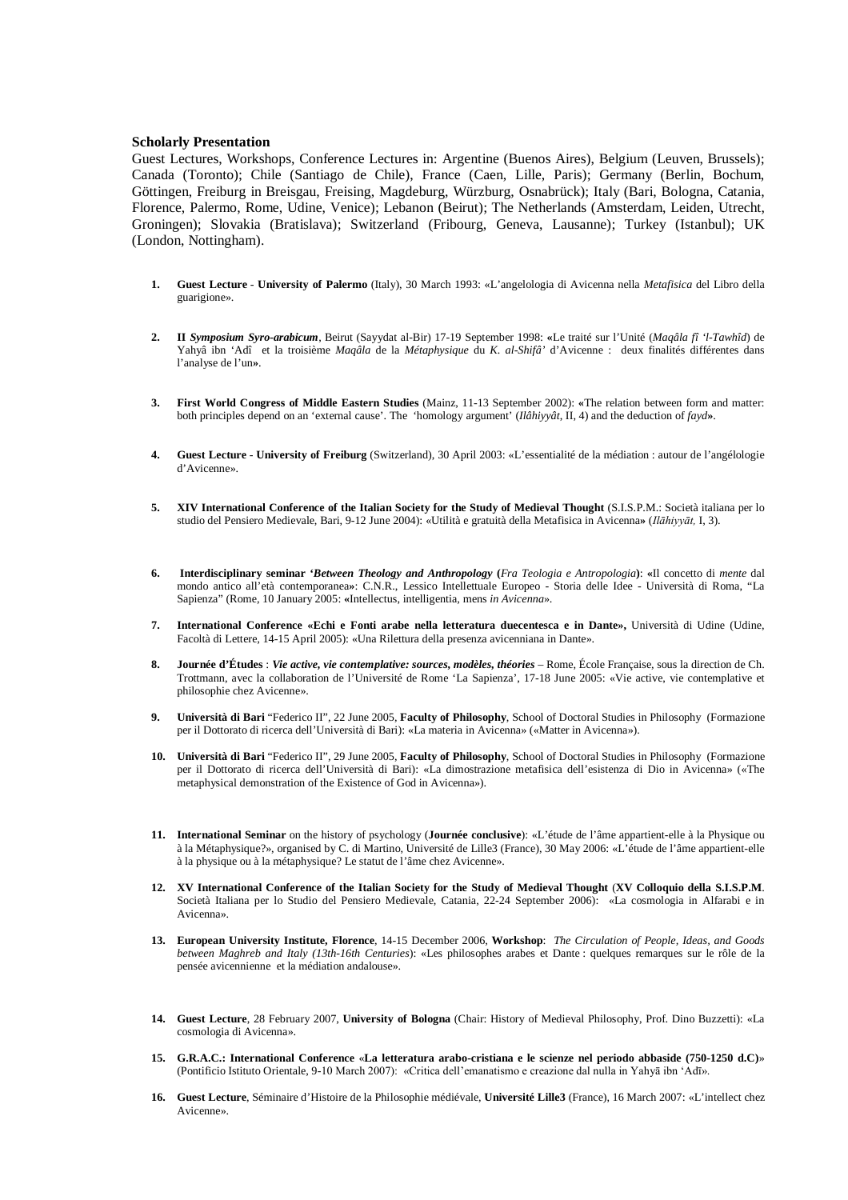**Scholarly Presentation**

Guest Lectures, Workshops, Conference Lectures in: Argentine (Buenos Aires), Belgium (Leuven, Brussels); Canada (Toronto); Chile (Santiago de Chile), France (Caen, Lille, Paris); Germany (Berlin, Bochum, Göttingen, Freiburg in Breisgau, Freising, Magdeburg, Würzburg, Osnabrück); Italy (Bari, Bologna, Catania, Florence, Palermo, Rome, Udine, Venice); Lebanon (Beirut); The Netherlands (Amsterdam, Leiden, Utrecht, Groningen); Slovakia (Bratislava); Switzerland (Fribourg, Geneva, Lausanne); Turkey (Istanbul); UK (London, Nottingham).

1. **Guest Lecture** - **University of Palermo** (Italy), 30 March 1993: «L'angelologia di Avicenna nella *Metafisica* del Libro della guarigione».

2. **II *Symposium Syro-arabicum***, Beirut (Sayydat al-Bir) 17-19 September 1998: **«**Le traité sur l'Unité (*Maqâla fî 'l-Tawhîd*) de Yahyâ ibn 'Adî et la troisième *Maqâla* de la *Métaphysique* du *K. al-Shifâ'* d'Avicenne : deux finalités différentes dans l'analyse de l'un**»**.

3. **First World Congress of Middle Eastern Studies** (Mainz, 11-13 September 2002): **«**The relation between form and matter: both principles depend on an 'external cause'. The 'homology argument' (*Ilâhiyyât*, II, 4) and the deduction of *fayd***»**.

4. **Guest Lecture** - **University of Freiburg** (Switzerland), 30 April 2003: «L'essentialité de la médiation : autour de l'angélologie d'Avicenne».

5. **XIV International Conference of the Italian Society for the Study of Medieval Thought** (S.I.S.P.M.: Società italiana per lo studio del Pensiero Medievale, Bari, 9-12 June 2004): «Utilità e gratuità della Metafisica in Avicenna**»** (*Ilāhiyyāt,* I, 3).

6. **Interdisciplinary seminar '*Between Theology and Anthropology* (***Fra Teologia e Antropologia***)**: **«**Il concetto di *mente* dal mondo antico all'età contemporanea**»**: C.N.R., Lessico Intellettuale Europeo - Storia delle Idee - Università di Roma, "La Sapienza" (Rome, 10 January 2005: **«**Intellectus, intelligentia, mens *in Avicenna***»**.

7. **International Conference «Echi e Fonti arabe nella letteratura duecentesca e in Dante»,** Università di Udine (Udine, Facoltà di Lettere, 14-15 April 2005): «Una Rilettura della presenza avicenniana in Dante».

8. **Journée d'Études** : ***Vie active, vie contemplative: sources, modèles, théories*** – Rome, École Française, sous la direction de Ch. Trottmann, avec la collaboration de l'Université de Rome 'La Sapienza', 17-18 June 2005: «Vie active, vie contemplative et philosophie chez Avicenne».

9. **Università di Bari** "Federico II", 22 June 2005, **Faculty of Philosophy**, School of Doctoral Studies in Philosophy (Formazione per il Dottorato di ricerca dell'Università di Bari): «La materia in Avicenna» («Matter in Avicenna»).

10. **Università di Bari** "Federico II", 29 June 2005, **Faculty of Philosophy**, School of Doctoral Studies in Philosophy (Formazione per il Dottorato di ricerca dell'Università di Bari): «La dimostrazione metafisica dell'esistenza di Dio in Avicenna» («The metaphysical demonstration of the Existence of God in Avicenna»).

11. **International Seminar** on the history of psychology (**Journée conclusive**): «L'étude de l'âme appartient-elle à la Physique ou à la Métaphysique?», organised by C. di Martino, Université de Lille3 (France), 30 May 2006: «L'étude de l'âme appartient-elle à la physique ou à la métaphysique? Le statut de l'âme chez Avicenne».

12. **XV International Conference of the Italian Society for the Study of Medieval Thought** (**XV Colloquio della S.I.S.P.M**. Società Italiana per lo Studio del Pensiero Medievale, Catania, 22-24 September 2006): «La cosmologia in Alfarabi e in Avicenna».

13. **European University Institute, Florence**, 14-15 December 2006, **Workshop**: *The Circulation of People, Ideas, and Goods between Maghreb and Italy (13th-16th Centuries*): «Les philosophes arabes et Dante : quelques remarques sur le rôle de la pensée avicennienne et la médiation andalouse».

14. **Guest Lecture**, 28 February 2007, **University of Bologna** (Chair: History of Medieval Philosophy, Prof. Dino Buzzetti): «La cosmologia di Avicenna».

15. **G.R.A.C.: International Conference «La letteratura arabo-cristiana e le scienze nel periodo abbaside (750-1250 d.C)»** (Pontificio Istituto Orientale, 9-10 March 2007): «Critica dell'emanatismo e creazione dal nulla in Yahyā ibn 'Adī».

16. **Guest Lecture**, Séminaire d'Histoire de la Philosophie médiévale, **Université Lille3** (France), 16 March 2007: «L'intellect chez Avicenne».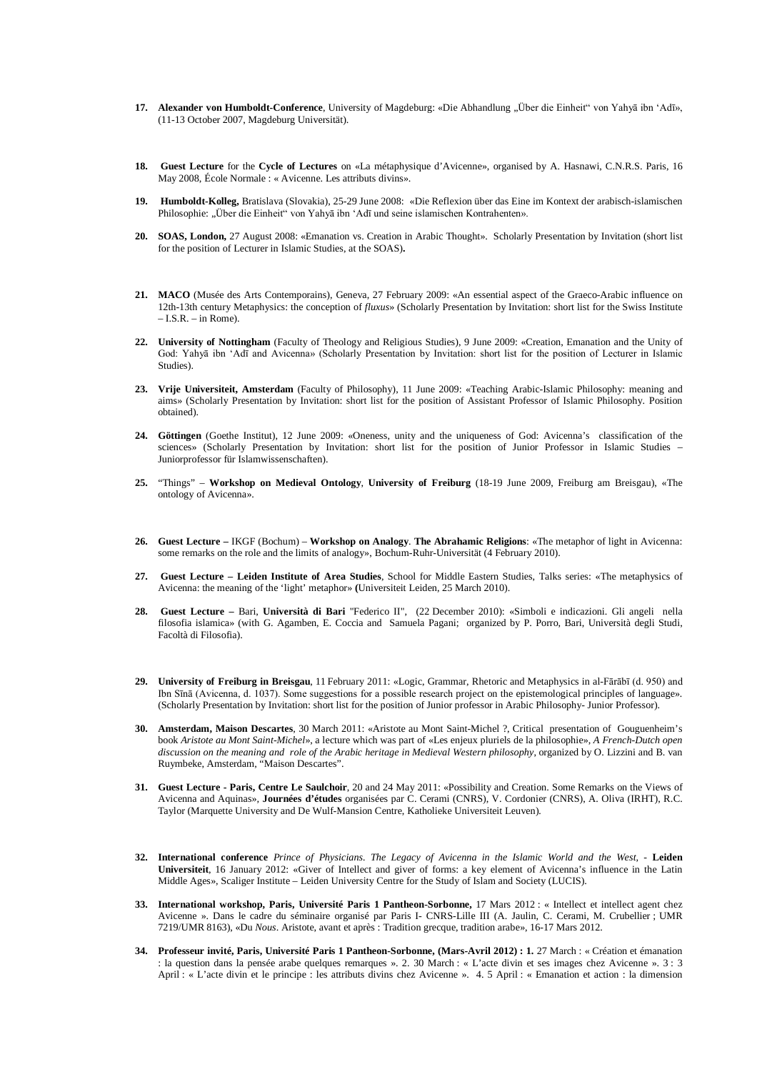17. **Alexander von Humboldt-Conference**, University of Magdeburg: «Die Abhandlung „Über die Einheit" von Yaḥyā ibn ʿAdī», (11-13 October 2007, Magdeburg Universität).

18. **Guest Lecture** for the **Cycle of Lectures** on «La métaphysique d'Avicenne», organised by A. Hasnawi, C.N.R.S. Paris, 16 May 2008, École Normale : « Avicenne. Les attributs divins».

19. **Humboldt-Kolleg,** Bratislava (Slovakia), 25-29 June 2008: «Die Reflexion über das Eine im Kontext der arabisch-islamischen Philosophie: „Über die Einheit" von Yaḥyā ibn ʿAdī und seine islamischen Kontrahenten».

20. **SOAS, London,** 27 August 2008: «Emanation vs. Creation in Arabic Thought». Scholarly Presentation by Invitation (short list for the position of Lecturer in Islamic Studies, at the SOAS)**.**

21. **MACO** (Musée des Arts Contemporains), Geneva, 27 February 2009: «An essential aspect of the Graeco-Arabic influence on 12th-13th century Metaphysics: the conception of *fluxus*» (Scholarly Presentation by Invitation: short list for the Swiss Institute – I.S.R. – in Rome).

22. **University of Nottingham** (Faculty of Theology and Religious Studies), 9 June 2009: «Creation, Emanation and the Unity of God: Yaḥyā ibn ʿAdī and Avicenna» (Scholarly Presentation by Invitation: short list for the position of Lecturer in Islamic Studies).

23. **Vrije Universiteit, Amsterdam** (Faculty of Philosophy), 11 June 2009: «Teaching Arabic-Islamic Philosophy: meaning and aims» (Scholarly Presentation by Invitation: short list for the position of Assistant Professor of Islamic Philosophy. Position obtained).

24. **Göttingen** (Goethe Institut), 12 June 2009: «Oneness, unity and the uniqueness of God: Avicenna's classification of the sciences» (Scholarly Presentation by Invitation: short list for the position of Junior Professor in Islamic Studies – Juniorprofessor für Islamwissenschaften).

25. "Things" – **Workshop on Medieval Ontology**, **University of Freiburg** (18-19 June 2009, Freiburg am Breisgau), «The ontology of Avicenna».

26. **Guest Lecture –** IKGF (Bochum) – **Workshop on Analogy**. **The Abrahamic Religions**: «The metaphor of light in Avicenna: some remarks on the role and the limits of analogy», Bochum-Ruhr-Universität (4 February 2010).

27. **Guest Lecture – Leiden Institute of Area Studies**, School for Middle Eastern Studies, Talks series: «The metaphysics of Avicenna: the meaning of the 'light' metaphor» **(**Universiteit Leiden, 25 March 2010).

28. **Guest Lecture –** Bari, **Università di Bari** "Federico II", (22 December 2010): «Simboli e indicazioni. Gli angeli nella filosofia islamica» (with G. Agamben, E. Coccia and Samuela Pagani; organized by P. Porro, Bari, Università degli Studi, Facoltà di Filosofia).

29. **University of Freiburg in Breisgau**, 11 February 2011: «Logic, Grammar, Rhetoric and Metaphysics in al-Fārābī (d. 950) and Ibn Sīnā (Avicenna, d. 1037). Some suggestions for a possible research project on the epistemological principles of language». (Scholarly Presentation by Invitation: short list for the position of Junior professor in Arabic Philosophy- Junior Professor).

30. **Amsterdam, Maison Descartes**, 30 March 2011: «Aristote au Mont Saint-Michel ?, Critical presentation of Gouguenheim's book *Aristote au Mont Saint-Michel*», a lecture which was part of «Les enjeux pluriels de la philosophie», *A French-Dutch open discussion on the meaning and role of the Arabic heritage in Medieval Western philosophy*, organized by O. Lizzini and B. van Ruymbeke, Amsterdam, "Maison Descartes".

31. **Guest Lecture - Paris, Centre Le Saulchoir**, 20 and 24 May 2011: «Possibility and Creation. Some Remarks on the Views of Avicenna and Aquinas», **Journées d'études** organisées par C. Cerami (CNRS), V. Cordonier (CNRS), A. Oliva (IRHT), R.C. Taylor (Marquette University and De Wulf-Mansion Centre, Katholieke Universiteit Leuven).

32. **International conference** *Prince of Physicians. The Legacy of Avicenna in the Islamic World and the West*, - **Leiden Universiteit**, 16 January 2012: «Giver of Intellect and giver of forms: a key element of Avicenna's influence in the Latin Middle Ages», Scaliger Institute – Leiden University Centre for the Study of Islam and Society (LUCIS).

33. **International workshop, Paris, Université Paris 1 Pantheon-Sorbonne,** 17 Mars 2012 : « Intellect et intellect agent chez Avicenne ». Dans le cadre du séminaire organisé par Paris I- CNRS-Lille III (A. Jaulin, C. Cerami, M. Crubellier ; UMR 7219/UMR 8163), «Du *Nous*. Aristote, avant et après : Tradition grecque, tradition arabe», 16-17 Mars 2012.

34. **Professeur invité, Paris, Université Paris 1 Pantheon-Sorbonne, (Mars-Avril 2012) : 1.** 27 March : « Création et émanation : la question dans la pensée arabe quelques remarques ». 2. 30 March : « L'acte divin et ses images chez Avicenne ». 3 : 3 April : « L'acte divin et le principe : les attributs divins chez Avicenne ». 4. 5 April : « Emanation et action : la dimension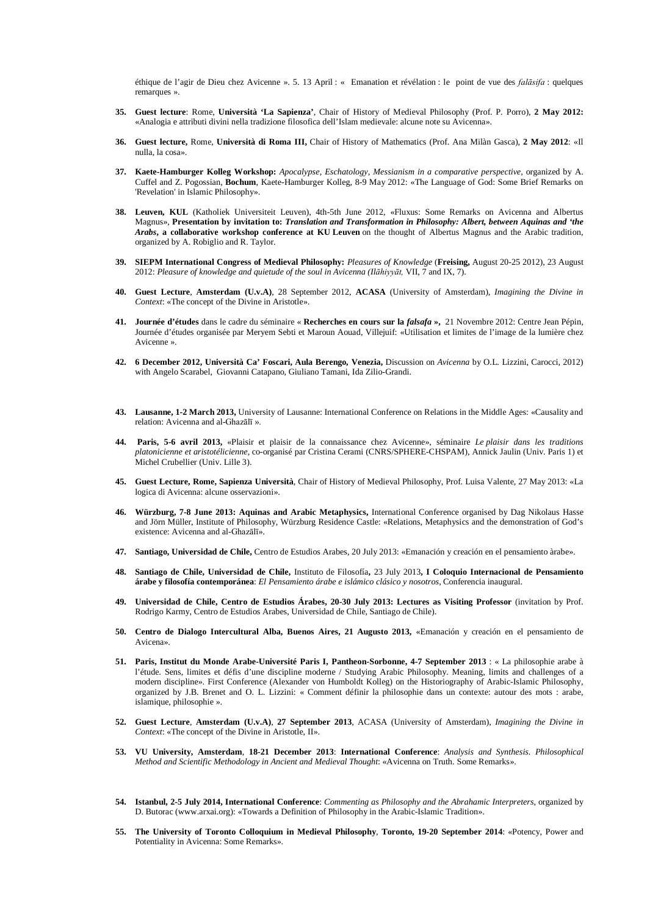éthique de l'agir de Dieu chez Avicenne ». 5. 13 April : « Emanation et révélation : le point de vue des *falāsifa* : quelques remarques ».

35. **Guest lecture**: Rome, **Università 'La Sapienza'**, Chair of History of Medieval Philosophy (Prof. P. Porro), **2 May 2012:** «Analogia e attributi divini nella tradizione filosofica dell'Islam medievale: alcune note su Avicenna».

36. **Guest lecture,** Rome, **Università di Roma III,** Chair of History of Mathematics (Prof. Ana Milàn Gasca), **2 May 2012**: «Il nulla, la cosa».

37. **Kaete-Hamburger Kolleg Workshop:** *Apocalypse, Eschatology, Messianism in a comparative perspective*, organized by A. Cuffel and Z. Pogossian, **Bochum**, Kaete-Hamburger Kolleg, 8-9 May 2012: «The Language of God: Some Brief Remarks on 'Revelation' in Islamic Philosophy».

38. **Leuven, KUL** (Katholiek Universiteit Leuven), 4th-5th June 2012, «Fluxus: Some Remarks on Avicenna and Albertus Magnus», **Presentation by invitation to:** ***Translation and Transformation in Philosophy: Albert, between Aquinas and 'the Arabs*****, a collaborative workshop conference at KU Leuven** on the thought of Albertus Magnus and the Arabic tradition, organized by A. Robiglio and R. Taylor.

39. **SIEPM International Congress of Medieval Philosophy:** *Pleasures of Knowledge* (**Freising,** August 20-25 2012), 23 August 2012: *Pleasure of knowledge and quietude of the soul in Avicenna (Ilāhiyyāt,* VII, 7 and IX, 7).

40. **Guest Lecture**, **Amsterdam (U.v.A)**, 28 September 2012, **ACASA** (University of Amsterdam), *Imagining the Divine in Context*: «The concept of the Divine in Aristotle».

41. **Journée d'études** dans le cadre du séminaire « **Recherches en cours sur la *falsafa* »**, 21 Novembre 2012: Centre Jean Pépin, Journée d'études organisée par Meryem Sebti et Maroun Aouad, Villejuif: «Utilisation et limites de l'image de la lumière chez Avicenne ».

42. **6 December 2012, Università Ca' Foscari, Aula Berengo, Venezia,** Discussion on *Avicenna* by O.L. Lizzini, Carocci, 2012) with Angelo Scarabel, Giovanni Catapano, Giuliano Tamani, Ida Zilio-Grandi.

43. **Lausanne, 1-2 March 2013,** University of Lausanne: International Conference on Relations in the Middle Ages: «Causality and relation: Avicenna and al-Ghazālī ».

44. **Paris, 5-6 avril 2013,** «Plaisir et plaisir de la connaissance chez Avicenne», séminaire *Le plaisir dans les traditions platonicienne et aristotélicienne*, co-organisé par Cristina Cerami (CNRS/SPHERE-CHSPAM), Annick Jaulin (Univ. Paris 1) et Michel Crubellier (Univ. Lille 3).

45. **Guest Lecture, Rome, Sapienza Università**, Chair of History of Medieval Philosophy, Prof. Luisa Valente, 27 May 2013: «La logica di Avicenna: alcune osservazioni».

46. **Würzburg, 7-8 June 2013: Aquinas and Arabic Metaphysics,** International Conference organised by Dag Nikolaus Hasse and Jörn Müller, Institute of Philosophy, Würzburg Residence Castle: «Relations, Metaphysics and the demonstration of God's existence: Avicenna and al-Ghazālī».

47. **Santiago, Universidad de Chile,** Centro de Estudios Arabes, 20 July 2013: «Emanación y creación en el pensamiento àrabe».

48. **Santiago de Chile, Universidad de Chile,** Instituto de Filosofía**,** 23 July 2013**, I Coloquio Internacional de Pensamiento árabe y filosofía contemporánea**: *El Pensamiento árabe e islámico clásico y nosotros*, Conferencia inaugural.

49. **Universidad de Chile, Centro de Estudios Árabes, 20-30 July 2013: Lectures as Visiting Professor** (invitation by Prof. Rodrigo Karmy, Centro de Estudios Arabes, Universidad de Chile, Santiago de Chile).

50. **Centro de Dialogo Intercultural Alba, Buenos Aires, 21 Augusto 2013,** «Emanación y creación en el pensamiento de Avicena».

51. **Paris, Institut du Monde Arabe-Université Paris I, Pantheon-Sorbonne, 4-7 September 2013** : « La philosophie arabe à l'étude. Sens, limites et défis d'une discipline moderne / Studying Arabic Philosophy. Meaning, limits and challenges of a modern discipline». First Conference (Alexander von Humboldt Kolleg) on the Historiography of Arabic-Islamic Philosophy, organized by J.B. Brenet and O. L. Lizzini: « Comment définir la philosophie dans un contexte: autour des mots : arabe, islamique, philosophie ».

52. **Guest Lecture**, **Amsterdam (U.v.A)**, **27 September 2013**, ACASA (University of Amsterdam), *Imagining the Divine in Context*: «The concept of the Divine in Aristotle, II».

53. **VU University, Amsterdam**, **18-21 December 2013**: **International Conference**: *Analysis and Synthesis. Philosophical Method and Scientific Methodology in Ancient and Medieval Thought*: «Avicenna on Truth. Some Remarks».

54. **Istanbul, 2-5 July 2014, International Conference**: *Commenting as Philosophy and the Abrahamic Interpreters*, organized by D. Butorac (www.arxai.org): «Towards a Definition of Philosophy in the Arabic-Islamic Tradition».

55. **The University of Toronto Colloquium in Medieval Philosophy**, **Toronto, 19-20 September 2014**: «Potency, Power and Potentiality in Avicenna: Some Remarks».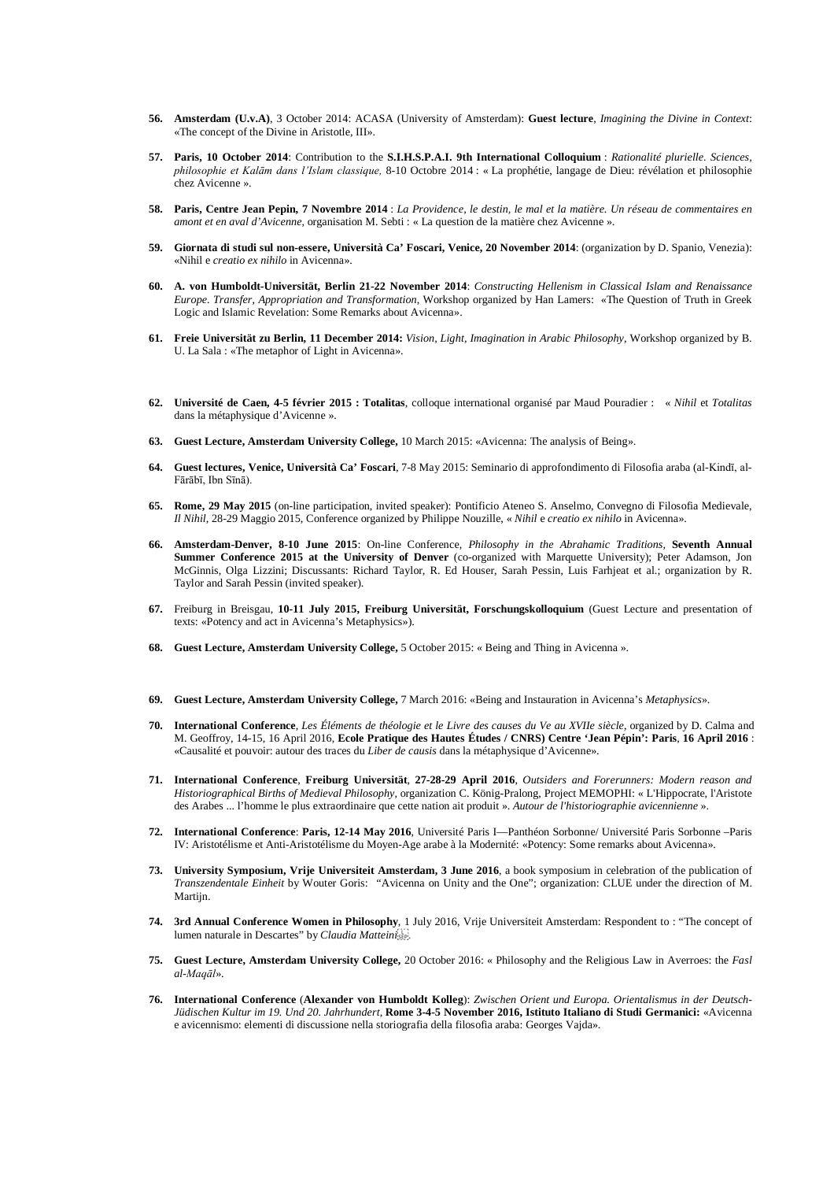56. **Amsterdam (U.v.A)**, 3 October 2014: ACASA (University of Amsterdam): **Guest lecture**, *Imagining the Divine in Context*: «The concept of the Divine in Aristotle, III».

57. **Paris, 10 October 2014**: Contribution to the **S.I.H.S.P.A.I. 9th International Colloquium** : *Rationalité plurielle. Sciences, philosophie et Kalām dans l'Islam classique,* 8-10 Octobre 2014 : « La prophétie, langage de Dieu: révélation et philosophie chez Avicenne ».

58. **Paris, Centre Jean Pepin, 7 Novembre 2014** : *La Providence, le destin, le mal et la matière. Un réseau de commentaires en amont et en aval d'Avicenne*, organisation M. Sebti : « La question de la matière chez Avicenne ».

59. **Giornata di studi sul non-essere, Università Ca' Foscari, Venice, 20 November 2014**: (organization by D. Spanio, Venezia): «Nihil e *creatio ex nihilo* in Avicenna».

60. **A. von Humboldt-Universität, Berlin 21-22 November 2014**: *Constructing Hellenism in Classical Islam and Renaissance Europe. Transfer, Appropriation and Transformation*, Workshop organized by Han Lamers: «The Question of Truth in Greek Logic and Islamic Revelation: Some Remarks about Avicenna».

61. **Freie Universität zu Berlin, 11 December 2014:** *Vision, Light, Imagination in Arabic Philosophy*, Workshop organized by B. U. La Sala : «The metaphor of Light in Avicenna».

62. **Université de Caen, 4-5 février 2015 : Totalitas**, colloque international organisé par Maud Pouradier : « *Nihil* et *Totalitas* dans la métaphysique d'Avicenne ».

63. **Guest Lecture, Amsterdam University College,** 10 March 2015: «Avicenna: The analysis of Being».

64. **Guest lectures, Venice, Università Ca' Foscari**, 7-8 May 2015: Seminario di approfondimento di Filosofia araba (al-Kindī, al-Fārābī, Ibn Sīnā).

65. **Rome, 29 May 2015** (on-line participation, invited speaker): Pontificio Ateneo S. Anselmo, Convegno di Filosofia Medievale, *Il Nihil*, 28-29 Maggio 2015, Conference organized by Philippe Nouzille, « *Nihil* e *creatio ex nihilo* in Avicenna».

66. **Amsterdam-Denver, 8-10 June 2015**: On-line Conference, *Philosophy in the Abrahamic Traditions*, **Seventh Annual Summer Conference 2015 at the University of Denver** (co-organized with Marquette University); Peter Adamson, Jon McGinnis, Olga Lizzini; Discussants: Richard Taylor, R. Ed Houser, Sarah Pessin, Luis Farhjeat et al.; organization by R. Taylor and Sarah Pessin (invited speaker).

67. Freiburg in Breisgau, **10-11 July 2015, Freiburg Universität, Forschungskolloquium** (Guest Lecture and presentation of texts: «Potency and act in Avicenna's Metaphysics»).

68. **Guest Lecture, Amsterdam University College,** 5 October 2015: « Being and Thing in Avicenna ».

69. **Guest Lecture, Amsterdam University College,** 7 March 2016: «Being and Instauration in Avicenna's *Metaphysics*».

70. **International Conference**, *Les Éléments de théologie et le Livre des causes du Ve au XVIIe siècle*, organized by D. Calma and M. Geoffroy, 14-15, 16 April 2016, **Ecole Pratique des Hautes Études / CNRS) Centre 'Jean Pépin': Paris**, **16 April 2016** : «Causalité et pouvoir: autour des traces du *Liber de causis* dans la métaphysique d'Avicenne».

71. **International Conference**, **Freiburg Universität**, **27-28-29 April 2016**, *Outsiders and Forerunners: Modern reason and Historiographical Births of Medieval Philosophy*, organization C. König-Pralong, Project MEMOPHI: « L'Hippocrate, l'Aristote des Arabes ... l'homme le plus extraordinaire que cette nation ait produit ». *Autour de l'historiographie avicennienne* ».

72. **International Conference**: **Paris, 12-14 May 2016**, Université Paris I—Panthéon Sorbonne/ Université Paris Sorbonne –Paris IV: Aristotélisme et Anti-Aristotélisme du Moyen-Age arabe à la Modernité: «Potency: Some remarks about Avicenna».

73. **University Symposium, Vrije Universiteit Amsterdam, 3 June 2016**, a book symposium in celebration of the publication of *Transzendentale Einheit* by Wouter Goris: "Avicenna on Unity and the One"; organization: CLUE under the direction of M. Martijn.

74. **3rd Annual Conference Women in Philosophy**, 1 July 2016, Vrije Universiteit Amsterdam: Respondent to : "The concept of lumen naturale in Descartes" by *Claudia Matteini*.

75. **Guest Lecture, Amsterdam University College,** 20 October 2016: « Philosophy and the Religious Law in Averroes: the *Fasl al-Maqāl*».

76. **International Conference** (**Alexander von Humboldt Kolleg**): *Zwischen Orient und Europa. Orientalismus in der Deutsch-Jüdischen Kultur im 19. Und 20. Jahrhundert*, **Rome 3-4-5 November 2016, Istituto Italiano di Studi Germanici:** «Avicenna e avicennismo: elementi di discussione nella storiografia della filosofia araba: Georges Vajda».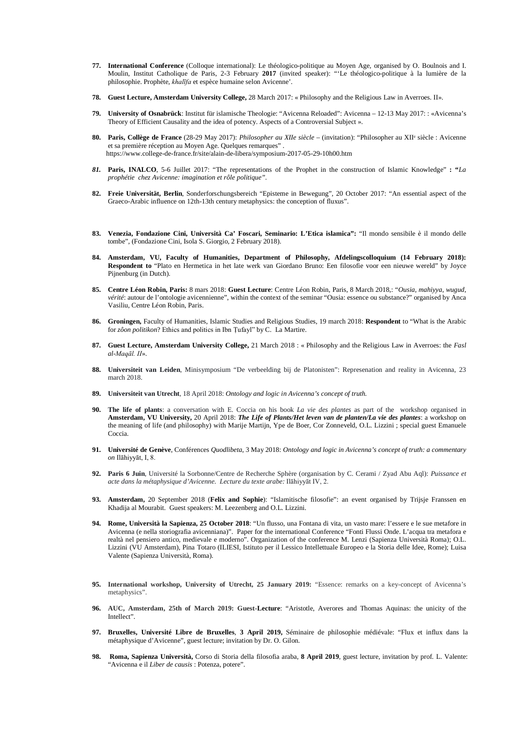77. **International Conference** (Colloque international): Le théologico-politique au Moyen Age, organised by O. Boulnois and I. Moulin, Institut Catholique de Paris, 2-3 February **2017** (invited speaker): "'Le théologico-politique à la lumière de la philosophie. Prophète, *khalīfa* et espèce humaine selon Avicenne'.

78. **Guest Lecture, Amsterdam University College,** 28 March 2017: « Philosophy and the Religious Law in Averroes. II».

79. **University of Osnabrück**: Institut für islamische Theologie: "Avicenna Reloaded": Avicenna – 12-13 May 2017: : «Avicenna's Theory of Efficient Causality and the idea of potency. Aspects of a Controversial Subject ».

80. **Paris, Collège de France** (28-29 May 2017): *Philosopher au XIIe siècle* – (invitation): "Philosopher au XII[e] siècle : Avicenne et sa première réception au Moyen Age. Quelques remarques" .
https://www.college-de-france.fr/site/alain-de-libera/symposium-2017-05-29-10h00.htm

81. **Paris, INALCO**, 5-6 Juillet 2017: "The representations of the Prophet in the construction of Islamic Knowledge" **: "***La prophétie chez Avicenne: imagination et rôle politique".*

82. **Freie Universität, Berlin**, Sonderforschungsbereich "Episteme in Bewegung", 20 October 2017: "An essential aspect of the Graeco-Arabic influence on 12th-13th century metaphysics: the conception of fluxus".

83. **Venezia, Fondazione Cini, Università Ca' Foscari, Seminario: L'Etica islamica":** "Il mondo sensibile è il mondo delle tombe", (Fondazione Cini, Isola S. Giorgio, 2 February 2018).

84. **Amsterdam, VU, Faculty of Humanities, Department of Philosophy, Afdelingscolloquium (14 February 2018): Respondent to** "Plato en Hermetica in het late werk van Giordano Bruno: Een filosofie voor een nieuwe wereld" by Joyce Pijnenburg (in Dutch).

85. **Centre Léon Robin, Paris:** 8 mars 2018: **Guest Lecture**: Centre Léon Robin, Paris, 8 March 2018,: "*Ousia, mahiyya, wugud, vérité*: autour de l'ontologie avicennienne", within the context of the seminar "Ousia: essence ou substance?" organised by Anca Vasiliu, Centre Léon Robin, Paris.

86. **Groningen,** Faculty of Humanities, Islamic Studies and Religious Studies, 19 march 2018: **Respondent** to "What is the Arabic for *zôon politikon*? Ethics and politics in Ibn Ṭufayl" by C. La Martire.

87. **Guest Lecture, Amsterdam University College,** 21 March 2018 : « Philosophy and the Religious Law in Averroes: the *Fasl al-Maqāl. II*».

88. **Universiteit van Leiden**, Minisymposium "De verbeelding bij de Platonisten": Represenation and reality in Avicenna, 23 march 2018.

89. **Universiteit van Utrecht**, 18 April 2018: *Ontology and logic in Avicenna's concept of truth.*

90. **The life of plants**: a conversation with E. Coccia on his book *La vie des plantes* as part of the workshop organised in **Amsterdam, VU University,** 20 April 2018: ***The Life of Plants/Het leven van de planten/La vie des plantes***: a workshop on the meaning of life (and philosophy) with Marije Martijn, Ype de Boer, Cor Zonneveld, O.L. Lizzini ; special guest Emanuele Coccia.

91. **Université de Genève**, Conférences *Quodlibeta*, 3 May 2018: *Ontology and logic in Avicenna's concept of truth: a commentary on* Ilāhiyyāt, I, 8.

92. **Paris 6 Juin**, Université la Sorbonne/Centre de Recherche Sphère (organisation by C. Cerami / Zyad Abu Aql): *Puissance et acte dans la métaphysique d'Avicenne. Lecture du texte arabe:* Ilāhiyyāt IV, 2.

93. **Amsterdam,** 20 September 2018 (**Felix and Sophie**): "Islamitische filosofie": an event organised by Trijsje Franssen en Khadija al Mourabit. Guest speakers: M. Leezenberg and O.L. Lizzini.

94. **Rome, Università la Sapienza, 25 October 2018**: "Un flusso, una Fontana di vita, un vasto mare: l'essere e le sue metafore in Avicenna (e nella storiografia avicenniana)". Paper for the international Conference "Fonti Flussi Onde. L'acqua tra metafora e realtà nel pensiero antico, medievale e moderno". Organization of the conference M. Lenzi (Sapienza Università Roma); O.L. Lizzini (VU Amsterdam), Pina Totaro (ILIESI, Istituto per il Lessico Intellettuale Europeo e la Storia delle Idee, Rome); Luisa Valente (Sapienza Università, Roma).

95. **International workshop, University of Utrecht, 25 January 2019:** "Essence: remarks on a key-concept of Avicenna's metaphysics".

96. **AUC, Amsterdam, 25th of March 2019: Guest-Lecture**: "Aristotle, Averores and Thomas Aquinas: the unicity of the Intellect".

97. **Bruxelles, Université Libre de Bruxelles**, **3 April 2019,** Séminaire de philosophie médiévale: "Flux et influx dans la métaphysique d'Avicenne", guest lecture; invitation by Dr. O. Gilon.

98. **Roma, Sapienza Università,** Corso di Storia della filosofia araba, **8 April 2019**, guest lecture, invitation by prof. L. Valente: "Avicenna e il *Liber de causis* : Potenza, potere".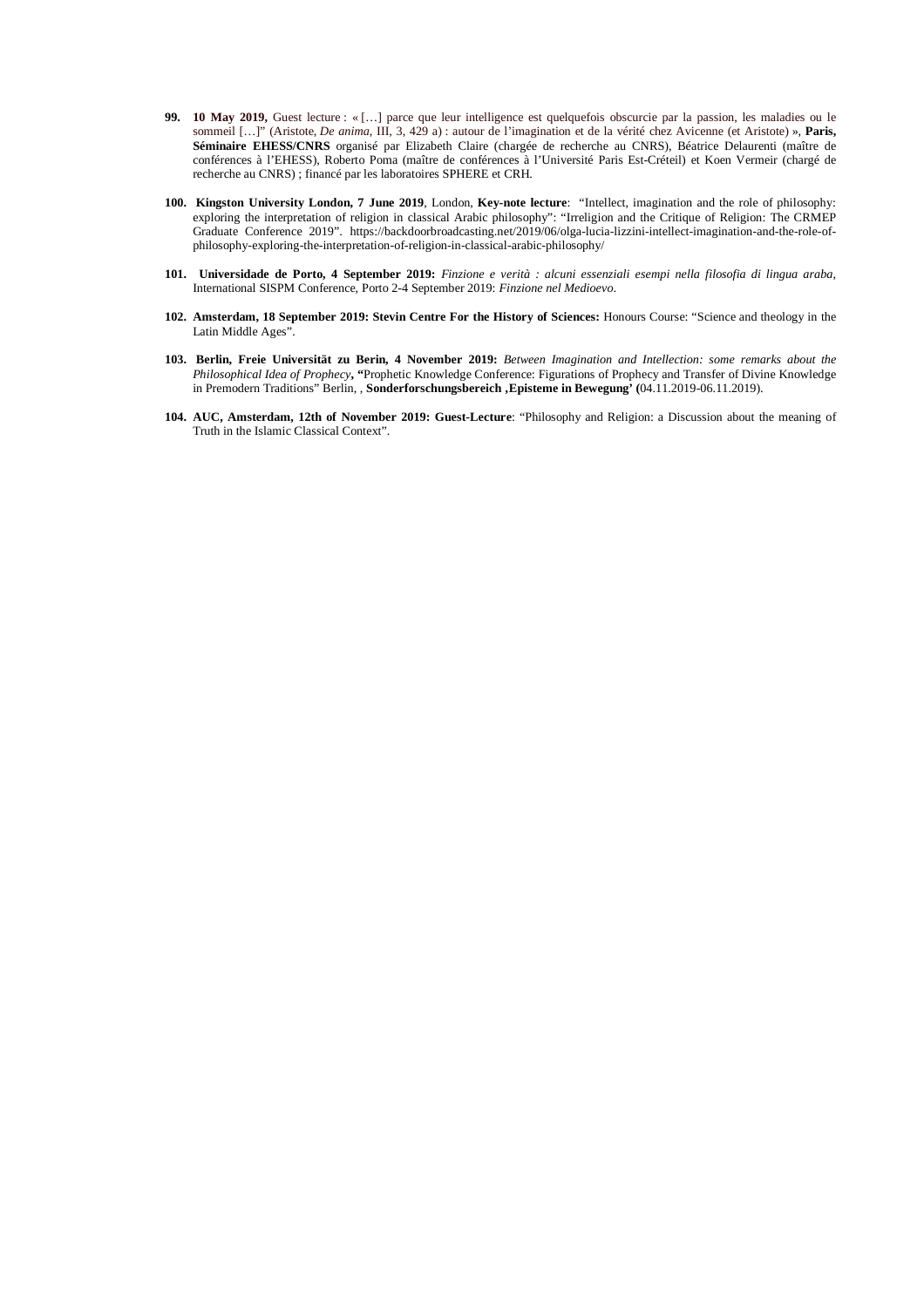99. **10 May 2019,** Guest lecture : « […] parce que leur intelligence est quelquefois obscurcie par la passion, les maladies ou le sommeil […]" (Aristote, *De anima*, III, 3, 429 a) : autour de l'imagination et de la vérité chez Avicenne (et Aristote) », **Paris, Séminaire EHESS/CNRS** organisé par Elizabeth Claire (chargée de recherche au CNRS), Béatrice Delaurenti (maître de conférences à l'EHESS), Roberto Poma (maître de conférences à l'Université Paris Est-Créteil) et Koen Vermeir (chargé de recherche au CNRS) ; financé par les laboratoires SPHERE et CRH.

100. **Kingston University London, 7 June 2019**, London, **Key-note lecture**: "Intellect, imagination and the role of philosophy: exploring the interpretation of religion in classical Arabic philosophy": "Irreligion and the Critique of Religion: The CRMEP Graduate Conference 2019". https://backdoorbroadcasting.net/2019/06/olga-lucia-lizzini-intellect-imagination-and-the-role-of-philosophy-exploring-the-interpretation-of-religion-in-classical-arabic-philosophy/

101. **Universidade de Porto, 4 September 2019:** *Finzione e verità : alcuni essenziali esempi nella filosofia di lingua araba*, International SISPM Conference, Porto 2-4 September 2019: *Finzione nel Medioevo*.

102. **Amsterdam, 18 September 2019: Stevin Centre For the History of Sciences:** Honours Course: "Science and theology in the Latin Middle Ages".

103. **Berlin, Freie Universität zu Berin, 4 November 2019:** *Between Imagination and Intellection: some remarks about the Philosophical Idea of Prophecy*, **"**Prophetic Knowledge Conference: Figurations of Prophecy and Transfer of Divine Knowledge in Premodern Traditions" Berlin, , **Sonderforschungsbereich ‚Episteme in Bewegung' (**04.11.2019-06.11.2019).

104. **AUC, Amsterdam, 12th of November 2019: Guest-Lecture**: "Philosophy and Religion: a Discussion about the meaning of Truth in the Islamic Classical Context".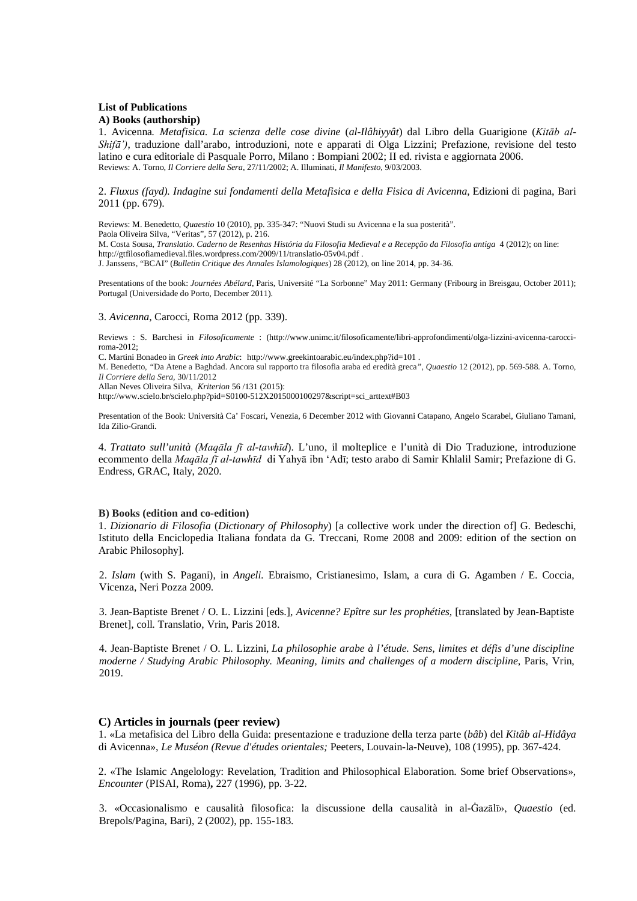**List of Publications**

**A) Books (authorship)**

1. Avicenna. *Metafisica. La scienza delle cose divine* (*al-Ilâhiyyât*) dal Libro della Guarigione (*Kitāb al-Shifā')*, traduzione dall'arabo, introduzioni, note e apparati di Olga Lizzini; Prefazione, revisione del testo latino e cura editoriale di Pasquale Porro, Milano : Bompiani 2002; II ed. rivista e aggiornata 2006.
Reviews: A. Torno, *Il Corriere della Sera*, 27/11/2002; A. Illuminati, *Il Manifesto*, 9/03/2003.

2. *Fluxus (fayd). Indagine sui fondamenti della Metafisica e della Fisica di Avicenna*, Edizioni di pagina, Bari 2011 (pp. 679).

Reviews: M. Benedetto, *Quaestio* 10 (2010), pp. 335-347: "Nuovi Studi su Avicenna e la sua posterità".
Paola Oliveira Silva, "Veritas", 57 (2012), p. 216.
M. Costa Sousa, *Translatio. Caderno de Resenhas História da Filosofia Medieval e a Recepção da Filosofia antiga* 4 (2012); on line: http://gtfilosofiamedieval.files.wordpress.com/2009/11/translatio-05v04.pdf .
J. Janssens, "BCAI" (*Bulletin Critique des Annales Islamologiques*) 28 (2012), on line 2014, pp. 34-36.

Presentations of the book: *Journées Abélard*, Paris, Université "La Sorbonne" May 2011: Germany (Fribourg in Breisgau, October 2011); Portugal (Universidade do Porto, December 2011).

3. *Avicenna*, Carocci, Roma 2012 (pp. 339).

Reviews : S. Barchesi in *Filosoficamente* : (http://www.unimc.it/filosoficamente/libri-approfondimenti/olga-lizzini-avicenna-carocci-roma-2012;
C. Martini Bonadeo in *Greek into Arabic*: http://www.greekintoarabic.eu/index.php?id=101 .
M. Benedetto, "Da Atene a Baghdad. Ancora sul rapporto tra filosofia araba ed eredità greca", *Quaestio* 12 (2012), pp. 569-588. A. Torno, *Il Corriere della Sera*, 30/11/2012
Allan Neves Oliveira Silva, *Kriterion* 56 /131 (2015):
http://www.scielo.br/scielo.php?pid=S0100-512X2015000100297&script=sci_arttext#B03

Presentation of the Book: Università Ca' Foscari, Venezia, 6 December 2012 with Giovanni Catapano, Angelo Scarabel, Giuliano Tamani, Ida Zilio-Grandi.

4. *Trattato sull'unità (Maqāla fī al-tawhīd*). L'uno, il molteplice e l'unità di Dio Traduzione, introduzione ecommento della *Maqāla fī al-tawhīd* di Yahyā ibn 'Adī; testo arabo di Samir Khlalil Samir; Prefazione di G. Endress, GRAC, Italy, 2020.

**B) Books (edition and co-edition)**

1. *Dizionario di Filosofia* (*Dictionary of Philosophy*) [a collective work under the direction of] G. Bedeschi, Istituto della Enciclopedia Italiana fondata da G. Treccani, Rome 2008 and 2009: edition of the section on Arabic Philosophy].

2. *Islam* (with S. Pagani), in *Angeli.* Ebraismo, Cristianesimo, Islam, a cura di G. Agamben / E. Coccia, Vicenza, Neri Pozza 2009.

3. Jean-Baptiste Brenet / O. L. Lizzini [eds.], *Avicenne? Epître sur les prophéties,* [translated by Jean-Baptiste Brenet], coll. Translatio, Vrin, Paris 2018.

4. Jean-Baptiste Brenet / O. L. Lizzini, *La philosophie arabe à l'étude. Sens, limites et défis d'une discipline moderne / Studying Arabic Philosophy. Meaning, limits and challenges of a modern discipline*, Paris, Vrin, 2019.

**C) Articles in journals (peer review)**

1. «La metafisica del Libro della Guida: presentazione e traduzione della terza parte (*bâb*) del *Kitâb al-Hidâya* di Avicenna», *Le Muséon (Revue d'études orientales;* Peeters, Louvain-la-Neuve), 108 (1995), pp. 367-424.

2. «The Islamic Angelology: Revelation, Tradition and Philosophical Elaboration. Some brief Observations», *Encounter* (PISAI, Roma)**,** 227 (1996), pp. 3-22.

3. «Occasionalismo e causalità filosofica: la discussione della causalità in al-Ġazālī», *Quaestio* (ed. Brepols/Pagina, Bari), 2 (2002), pp. 155-183.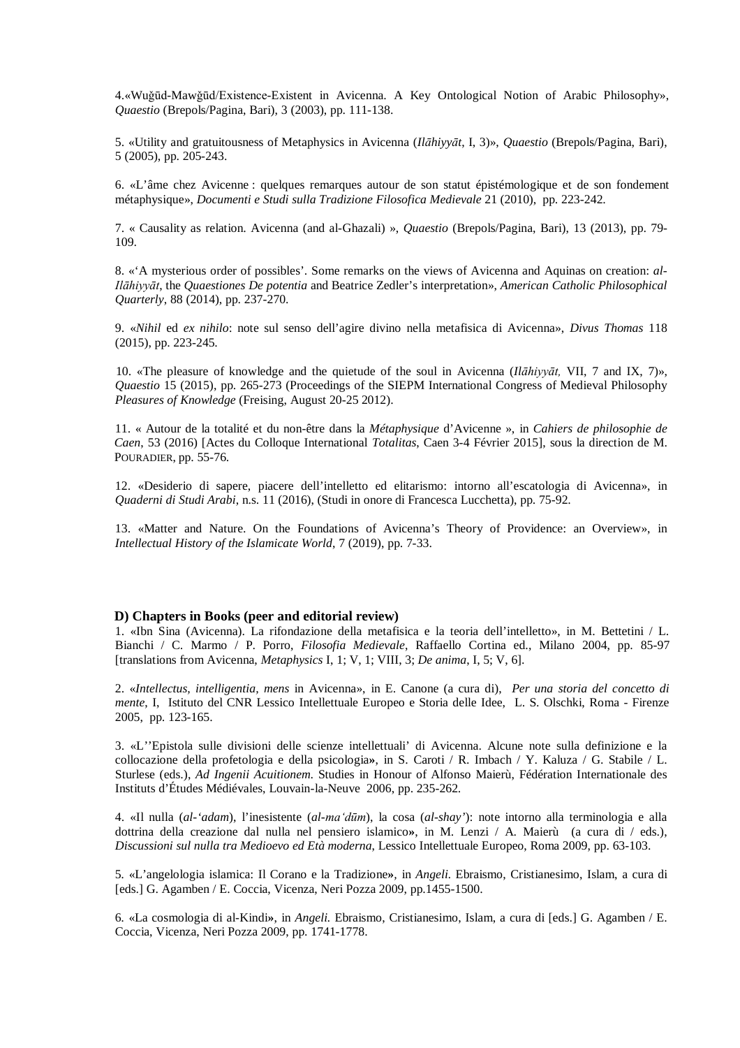4.«Wuǧūd-Mawǧūd/Existence-Existent in Avicenna. A Key Ontological Notion of Arabic Philosophy», *Quaestio* (Brepols/Pagina, Bari), 3 (2003), pp. 111-138.

5. «Utility and gratuitousness of Metaphysics in Avicenna (*Ilāhiyyāt*, I, 3)», *Quaestio* (Brepols/Pagina, Bari), 5 (2005), pp. 205-243.

6. «L'âme chez Avicenne : quelques remarques autour de son statut épistémologique et de son fondement métaphysique», *Documenti e Studi sulla Tradizione Filosofica Medievale* 21 (2010), pp. 223-242.

7. « Causality as relation. Avicenna (and al-Ghazali) », *Quaestio* (Brepols/Pagina, Bari), 13 (2013), pp. 79-109.

8. «'A mysterious order of possibles'. Some remarks on the views of Avicenna and Aquinas on creation: *al-Ilāhiyyāt*, the *Quaestiones De potentia* and Beatrice Zedler's interpretation», *American Catholic Philosophical Quarterly*, 88 (2014), pp. 237-270.

9. «*Nihil* ed *ex nihilo*: note sul senso dell'agire divino nella metafisica di Avicenna», *Divus Thomas* 118 (2015), pp. 223-245.

10. «The pleasure of knowledge and the quietude of the soul in Avicenna (*Ilāhiyyāt,* VII, 7 and IX, 7)», *Quaestio* 15 (2015), pp. 265-273 (Proceedings of the SIEPM International Congress of Medieval Philosophy *Pleasures of Knowledge* (Freising, August 20-25 2012).

11. « Autour de la totalité et du non-être dans la *Métaphysique* d'Avicenne », in *Cahiers de philosophie de Caen*, 53 (2016) [Actes du Colloque International *Totalitas*, Caen 3-4 Février 2015], sous la direction de M. POURADIER, pp. 55-76.

12. «Desiderio di sapere, piacere dell'intelletto ed elitarismo: intorno all'escatologia di Avicenna», in *Quaderni di Studi Arabi*, n.s. 11 (2016), (Studi in onore di Francesca Lucchetta), pp. 75-92.

13. «Matter and Nature. On the Foundations of Avicenna's Theory of Providence: an Overview», in *Intellectual History of the Islamicate World*, 7 (2019), pp. 7-33.

**D) Chapters in Books (peer and editorial review)**

1. «Ibn Sina (Avicenna). La rifondazione della metafisica e la teoria dell'intelletto», in M. Bettetini / L. Bianchi / C. Marmo / P. Porro, *Filosofia Medievale*, Raffaello Cortina ed., Milano 2004, pp. 85-97 [translations from Avicenna, *Metaphysics* I, 1; V, 1; VIII, 3; *De anima*, I, 5; V, 6].

2. «*Intellectus, intelligentia, mens* in Avicenna», in E. Canone (a cura di), *Per una storia del concetto di mente*, I, Istituto del CNR Lessico Intellettuale Europeo e Storia delle Idee, L. S. Olschki, Roma - Firenze 2005, pp. 123-165.

3. «L''Epistola sulle divisioni delle scienze intellettuali' di Avicenna. Alcune note sulla definizione e la collocazione della profetologia e della psicologia», in S. Caroti / R. Imbach / Y. Kaluza / G. Stabile / L. Sturlese (eds.), *Ad Ingenii Acuitionem*. Studies in Honour of Alfonso Maierù, Fédération Internationale des Instituts d'Études Médiévales, Louvain-la-Neuve 2006, pp. 235-262.

4. «Il nulla (*al-'adam*), l'inesistente (*al-ma'dūm*), la cosa (*al-shay'*): note intorno alla terminologia e alla dottrina della creazione dal nulla nel pensiero islamico», in M. Lenzi / A. Maierù (a cura di / eds.), *Discussioni sul nulla tra Medioevo ed Età moderna*, Lessico Intellettuale Europeo, Roma 2009, pp. 63-103.

5. «L'angelologia islamica: Il Corano e la Tradizione», in *Angeli.* Ebraismo, Cristianesimo, Islam, a cura di [eds.] G. Agamben / E. Coccia, Vicenza, Neri Pozza 2009, pp.1455-1500.

6. «La cosmologia di al-Kindi», in *Angeli.* Ebraismo, Cristianesimo, Islam, a cura di [eds.] G. Agamben / E. Coccia, Vicenza, Neri Pozza 2009, pp. 1741-1778.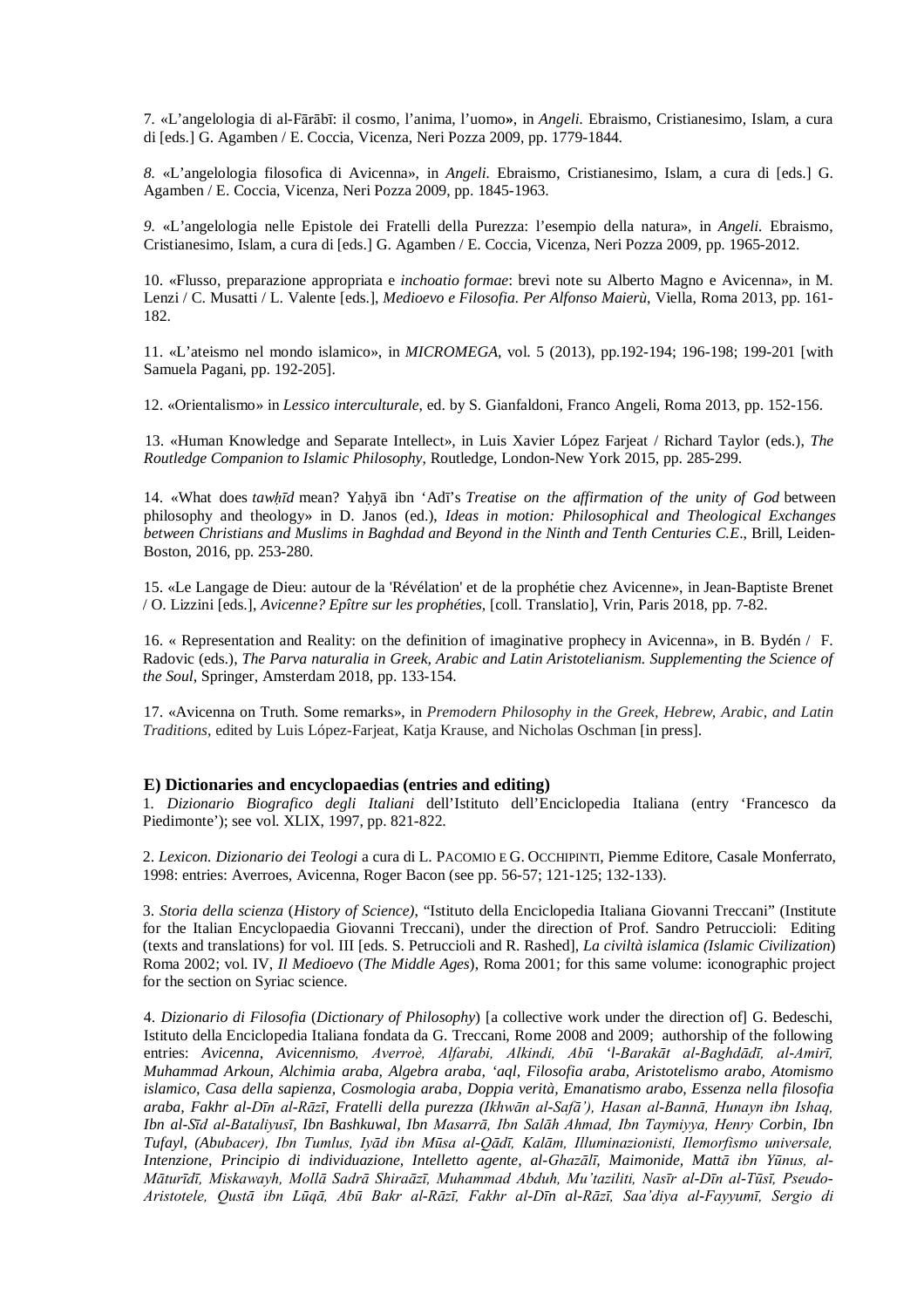7. «L'angelologia di al-Fārābī: il cosmo, l'anima, l'uomo», in *Angeli.* Ebraismo, Cristianesimo, Islam, a cura di [eds.] G. Agamben / E. Coccia, Vicenza, Neri Pozza 2009, pp. 1779-1844.

*8.* «L'angelologia filosofica di Avicenna», in *Angeli.* Ebraismo, Cristianesimo, Islam, a cura di [eds.] G. Agamben / E. Coccia, Vicenza, Neri Pozza 2009, pp. 1845-1963.

*9.* «L'angelologia nelle Epistole dei Fratelli della Purezza: l'esempio della natura», in *Angeli.* Ebraismo, Cristianesimo, Islam, a cura di [eds.] G. Agamben / E. Coccia, Vicenza, Neri Pozza 2009, pp. 1965-2012.

10. «Flusso, preparazione appropriata e *inchoatio formae*: brevi note su Alberto Magno e Avicenna», in M. Lenzi / C. Musatti / L. Valente [eds.], *Medioevo e Filosofia. Per Alfonso Maierù*, Viella, Roma 2013, pp. 161-182.

11. «L'ateismo nel mondo islamico», in *MICROMEGA*, vol. 5 (2013), pp.192-194; 196-198; 199-201 [with Samuela Pagani, pp. 192-205].

12. «Orientalismo» in *Lessico interculturale*, ed. by S. Gianfaldoni, Franco Angeli, Roma 2013, pp. 152-156.

13. «Human Knowledge and Separate Intellect», in Luis Xavier López Farjeat / Richard Taylor (eds.), *The Routledge Companion to Islamic Philosophy*, Routledge, London-New York 2015, pp. 285-299.

14. «What does *tawḥīd* mean? Yaḥyā ibn ʻAdī's *Treatise on the affirmation of the unity of God* between philosophy and theology» in D. Janos (ed.), *Ideas in motion: Philosophical and Theological Exchanges between Christians and Muslims in Baghdad and Beyond in the Ninth and Tenth Centuries C.E.*, Brill, Leiden-Boston, 2016, pp. 253-280.

15. «Le Langage de Dieu: autour de la 'Révélation' et de la prophétie chez Avicenne», in Jean-Baptiste Brenet / O. Lizzini [eds.], *Avicenne? Epître sur les prophéties*, [coll. Translatio], Vrin, Paris 2018, pp. 7-82.

16. « Representation and Reality: on the definition of imaginative prophecy in Avicenna», in B. Bydén / F. Radovic (eds.), *The Parva naturalia in Greek, Arabic and Latin Aristotelianism. Supplementing the Science of the Soul*, Springer, Amsterdam 2018, pp. 133-154.

17. «Avicenna on Truth. Some remarks», in *Premodern Philosophy in the Greek, Hebrew, Arabic, and Latin Traditions*, edited by Luis López-Farjeat, Katja Krause, and Nicholas Oschman [in press].

### E) Dictionaries and encyclopaedias (entries and editing)

1. *Dizionario Biografico degli Italiani* dell'Istituto dell'Enciclopedia Italiana (entry 'Francesco da Piedimonte'); see vol. XLIX, 1997, pp. 821-822.

2. *Lexicon. Dizionario dei Teologi* a cura di L. Pacomio e G. Occhipinti, Piemme Editore, Casale Monferrato, 1998: entries: Averroes, Avicenna, Roger Bacon (see pp. 56-57; 121-125; 132-133).

3. *Storia della scienza* (*History of Science),* "Istituto della Enciclopedia Italiana Giovanni Treccani" (Institute for the Italian Encyclopaedia Giovanni Treccani), under the direction of Prof. Sandro Petruccioli: Editing (texts and translations) for vol. III [eds. S. Petruccioli and R. Rashed], *La civiltà islamica (Islamic Civilization*) Roma 2002; vol. IV, *Il Medioevo* (*The Middle Ages*), Roma 2001; for this same volume: iconographic project for the section on Syriac science.

4. *Dizionario di Filosofia* (*Dictionary of Philosophy*) [a collective work under the direction of] G. Bedeschi, Istituto della Enciclopedia Italiana fondata da G. Treccani, Rome 2008 and 2009; authorship of the following entries: *Avicenna*, *Avicennismo, Averroè, Alfarabi, Alkindi, Abū ʻl-Barakāt al-Baghdādī, al-Amirī, Muhammad Arkoun, Alchimia araba, Algebra araba, ʻaql, Filosofia araba, Aristotelismo arabo, Atomismo islamico, Casa della sapienza, Cosmologia araba, Doppia verità, Emanatismo arabo, Essenza nella filosofia araba, Fakhr al-Dīn al-Rāzī, Fratelli della purezza (Ikhwān al-Safā'), Hasan al-Bannā, Hunayn ibn Ishaq, Ibn al-Sīd al-Bataliyusī, Ibn Bashkuwal, Ibn Masarrā, Ibn Salāh Ahmad, Ibn Taymiyya, Henry Corbin, Ibn Tufayl, (Abubacer), Ibn Tumlus, Iyād ibn Mūsa al-Qādī, Kalām, Illuminazionisti, Ilemorfismo universale, Intenzione, Principio di individuazione, Intelletto agente, al-Ghazālī, Maimonide, Mattā ibn Yūnus, al-Māturīdī, Miskawayh, Mollā Sadrā Shiraāzī, Muhammad Abduh, Mu'taziliti, Nasīr al-Dīn al-Tūsī, Pseudo-Aristotele, Qustā ibn Lūqā, Abū Bakr al-Rāzī, Fakhr al-Dīn al-Rāzī, Saa'diya al-Fayyumī, Sergio di*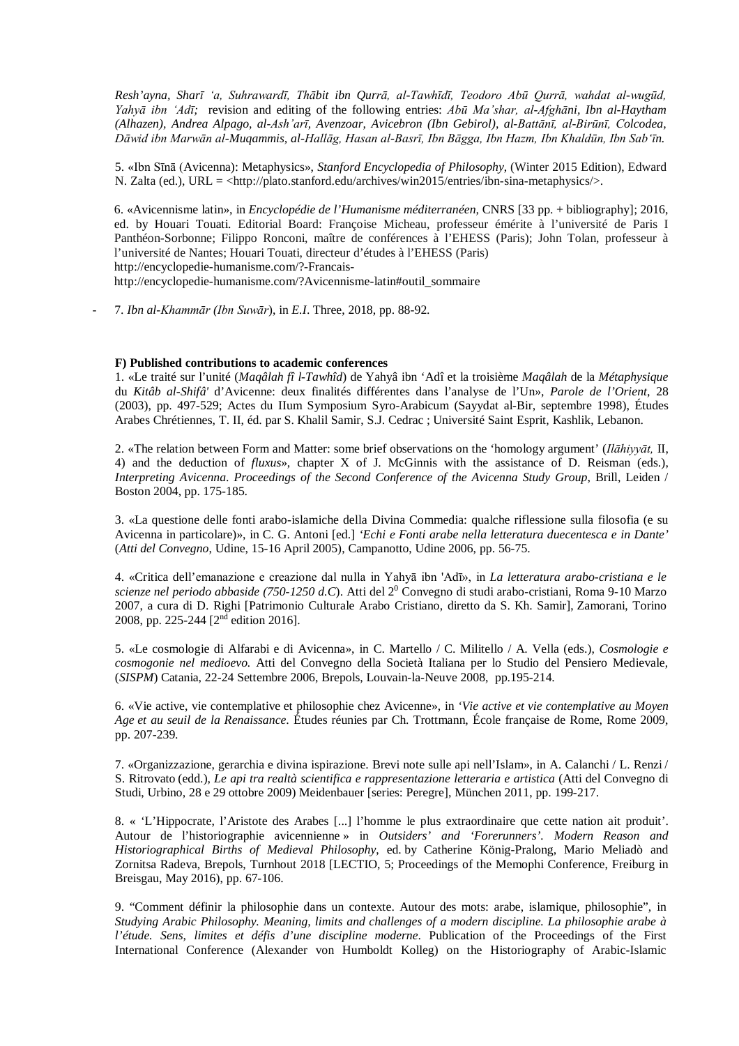*Resh'ayna, Sharī 'a, Suhrawardī, Thābit ibn Qurrā, al-Tawhīdī, Teodoro Abū Qurrā, wahdat al-wugūd, Yahyā ibn 'Adī;* revision and editing of the following entries: *Abū Ma'shar, al-Afghāni, Ibn al-Haytham (Alhazen), Andrea Alpago, al-Ash'arī, Avenzoar, Avicebron (Ibn Gebirol), al-Battānī, al-Birūnī, Colcodea, Dāwid ibn Marwān al-Muqammis, al-Hallāg, Hasan al-Basrī, Ibn Bāgga, Ibn Hazm, Ibn Khaldūn, Ibn Sab'īn.*

5. «Ibn Sīnā (Avicenna): Metaphysics», *Stanford Encyclopedia of Philosophy*, (Winter 2015 Edition), Edward N. Zalta (ed.), URL = <http://plato.stanford.edu/archives/win2015/entries/ibn-sina-metaphysics/>.

6. «Avicennisme latin», in *Encyclopédie de l'Humanisme méditerranéen*, CNRS [33 pp. + bibliography]; 2016, ed. by Houari Touati. Editorial Board: Françoise Micheau, professeur émérite à l'université de Paris I Panthéon-Sorbonne; Filippo Ronconi, maître de conférences à l'EHESS (Paris); John Tolan, professeur à l'université de Nantes; Houari Touati, directeur d'études à l'EHESS (Paris)
http://encyclopedie-humanisme.com/?-Francais-
http://encyclopedie-humanisme.com/?Avicennisme-latin#outil_sommaire

- 7. *Ibn al-Khammār (Ibn Suwār)*, in *E.I.* Three, 2018, pp. 88-92.

**F) Published contributions to academic conferences**

1. «Le traité sur l'unité (*Maqâlah fî l-Tawhîd*) de Yahyâ ibn 'Adî et la troisième *Maqâlah* de la *Métaphysique* du *Kitâb al-Shifâ'* d'Avicenne: deux finalités différentes dans l'analyse de l'Un», *Parole de l'Orient*, 28 (2003), pp. 497-529; Actes du IIum Symposium Syro-Arabicum (Sayydat al-Bir, septembre 1998), Études Arabes Chrétiennes, T. II, éd. par S. Khalil Samir, S.J. Cedrac ; Université Saint Esprit, Kashlik, Lebanon.

2. «The relation between Form and Matter: some brief observations on the 'homology argument' (*Ilāhiyyāt,* II, 4) and the deduction of *fluxus*», chapter X of J. McGinnis with the assistance of D. Reisman (eds.), *Interpreting Avicenna. Proceedings of the Second Conference of the Avicenna Study Group*, Brill, Leiden / Boston 2004, pp. 175-185.

3. «La questione delle fonti arabo-islamiche della Divina Commedia: qualche riflessione sulla filosofia (e su Avicenna in particolare)», in C. G. Antoni [ed.] *'Echi e Fonti arabe nella letteratura duecentesca e in Dante'* (*Atti del Convegno*, Udine, 15-16 April 2005), Campanotto, Udine 2006, pp. 56-75.

4. «Critica dell'emanazione e creazione dal nulla in Yahyā ibn 'Adī», in *La letteratura arabo-cristiana e le scienze nel periodo abbaside (750-1250 d.C*). Atti del 2[0] Convegno di studi arabo-cristiani, Roma 9-10 Marzo 2007, a cura di D. Righi [Patrimonio Culturale Arabo Cristiano, diretto da S. Kh. Samir], Zamorani, Torino 2008, pp. 225-244 [2[nd] edition 2016].

5. «Le cosmologie di Alfarabi e di Avicenna», in C. Martello / C. Militello / A. Vella (eds.), *Cosmologie e cosmogonie nel medioevo.* Atti del Convegno della Società Italiana per lo Studio del Pensiero Medievale, (*SISPM*) Catania, 22-24 Settembre 2006, Brepols, Louvain-la-Neuve 2008, pp.195-214.

6. «Vie active, vie contemplative et philosophie chez Avicenne», in *'Vie active et vie contemplative au Moyen Age et au seuil de la Renaissance*. Études réunies par Ch. Trottmann, École française de Rome, Rome 2009, pp. 207-239.

7. «Organizzazione, gerarchia e divina ispirazione. Brevi note sulle api nell'Islam», in A. Calanchi / L. Renzi / S. Ritrovato (edd.), *Le api tra realtà scientifica e rappresentazione letteraria e artistica* (Atti del Convegno di Studi, Urbino, 28 e 29 ottobre 2009) Meidenbauer [series: Peregre], München 2011, pp. 199-217.

8. « 'L'Hippocrate, l'Aristote des Arabes [...] l'homme le plus extraordinaire que cette nation ait produit'. Autour de l'historiographie avicennienne » in *Outsiders' and 'Forerunners'. Modern Reason and Historiographical Births of Medieval Philosophy*, ed. by Catherine König-Pralong, Mario Meliadò and Zornitsa Radeva, Brepols, Turnhout 2018 [LECTIO, 5; Proceedings of the Memophi Conference, Freiburg in Breisgau, May 2016), pp. 67-106.

9. "Comment définir la philosophie dans un contexte. Autour des mots: arabe, islamique, philosophie", in *Studying Arabic Philosophy. Meaning, limits and challenges of a modern discipline. La philosophie arabe à l'étude. Sens, limites et défis d'une discipline moderne*. Publication of the Proceedings of the First International Conference (Alexander von Humboldt Kolleg) on the Historiography of Arabic-Islamic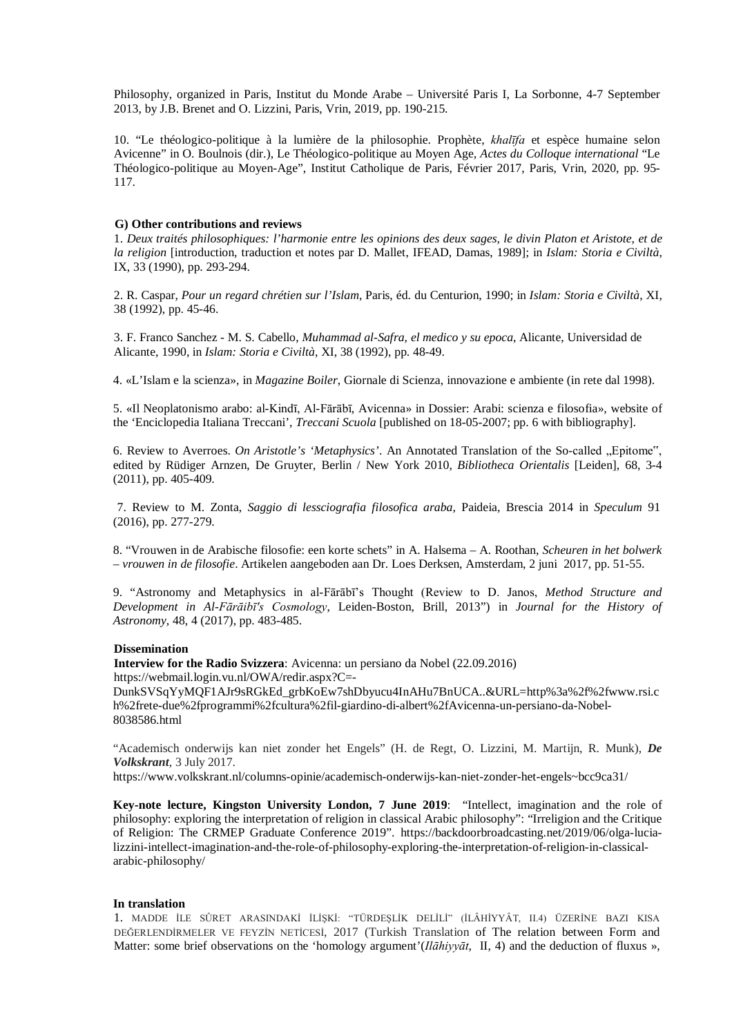Philosophy, organized in Paris, Institut du Monde Arabe – Université Paris I, La Sorbonne, 4-7 September 2013, by J.B. Brenet and O. Lizzini, Paris, Vrin, 2019, pp. 190-215.

10. "Le théologico-politique à la lumière de la philosophie. Prophète, *khalīfa* et espèce humaine selon Avicenne" in O. Boulnois (dir.), Le Théologico-politique au Moyen Age, *Actes du Colloque international* "Le Théologico-politique au Moyen-Age", Institut Catholique de Paris, Février 2017, Paris, Vrin, 2020, pp. 95-117.

**G) Other contributions and reviews**

1. *Deux traités philosophiques: l'harmonie entre les opinions des deux sages, le divin Platon et Aristote, et de la religion* [introduction, traduction et notes par D. Mallet, IFEAD, Damas, 1989]; in *Islam: Storia e Civiltà*, IX, 33 (1990), pp. 293-294.

2. R. Caspar, *Pour un regard chrétien sur l'Islam*, Paris, éd. du Centurion, 1990; in *Islam: Storia e Civiltà*, XI, 38 (1992), pp. 45-46.

3. F. Franco Sanchez - M. S. Cabello, *Muhammad al-Safra, el medico y su epoca*, Alicante, Universidad de Alicante, 1990, in *Islam: Storia e Civiltà*, XI, 38 (1992), pp. 48-49.

4. «L'Islam e la scienza», in *Magazine Boiler*, Giornale di Scienza, innovazione e ambiente (in rete dal 1998).

5. «Il Neoplatonismo arabo: al-Kindī, Al-Fārābī, Avicenna» in Dossier: Arabi: scienza e filosofia», website of the 'Enciclopedia Italiana Treccani', *Treccani Scuola* [published on 18-05-2007; pp. 6 with bibliography].

6. Review to Averroes. *On Aristotle's 'Metaphysics'*. An Annotated Translation of the So-called „Epitome", edited by Rüdiger Arnzen, De Gruyter, Berlin / New York 2010, *Bibliotheca Orientalis* [Leiden], 68, 3-4 (2011), pp. 405-409.

7. Review to M. Zonta, *Saggio di lessciografia filosofica araba*, Paideia, Brescia 2014 in *Speculum* 91 (2016), pp. 277-279.

8. "Vrouwen in de Arabische filosofie: een korte schets" in A. Halsema – A. Roothan, *Scheuren in het bolwerk – vrouwen in de filosofie*. Artikelen aangeboden aan Dr. Loes Derksen, Amsterdam, 2 juni 2017, pp. 51-55.

9. "Astronomy and Metaphysics in al-Fārābī's Thought (Review to D. Janos, *Method Structure and Development in Al-Fārāibī's Cosmology*, Leiden-Boston, Brill, 2013") in *Journal for the History of Astronomy*, 48, 4 (2017), pp. 483-485.

**Dissemination**

**Interview for the Radio Svizzera**: Avicenna: un persiano da Nobel (22.09.2016)
https://webmail.login.vu.nl/OWA/redir.aspx?C=-DunkSVSqYyMQF1AJr9sRGkEd_grbKoEw7shDbyucu4InAHu7BnUCA..&URL=http%3a%2f%2fwww.rsi.ch%2frete-due%2fprogrammi%2fcultura%2fil-giardino-di-albert%2fAvicenna-un-persiano-da-Nobel-8038586.html

"Academisch onderwijs kan niet zonder het Engels" (H. de Regt, O. Lizzini, M. Martijn, R. Munk), ***De Volkskrant***, 3 July 2017.
https://www.volkskrant.nl/columns-opinie/academisch-onderwijs-kan-niet-zonder-het-engels~bcc9ca31/

**Key-note lecture, Kingston University London, 7 June 2019**: "Intellect, imagination and the role of philosophy: exploring the interpretation of religion in classical Arabic philosophy": "Irreligion and the Critique of Religion: The CRMEP Graduate Conference 2019". https://backdoorbroadcasting.net/2019/06/olga-lucia-lizzini-intellect-imagination-and-the-role-of-philosophy-exploring-the-interpretation-of-religion-in-classical-arabic-philosophy/

**In translation**

1. MADDE İLE SÛRET ARASINDAKİ İLİŞKİ: "TÜRDEŞLİK DELİLİ" (İLÂHİYYÂT, II.4) ÜZERİNE BAZI KISA DEĞERLENDİRMELER VE FEYZİN NETİCESİ, 2017 (Turkish Translation of The relation between Form and Matter: some brief observations on the 'homology argument'(*Ilāhiyyāt*, II, 4) and the deduction of fluxus »,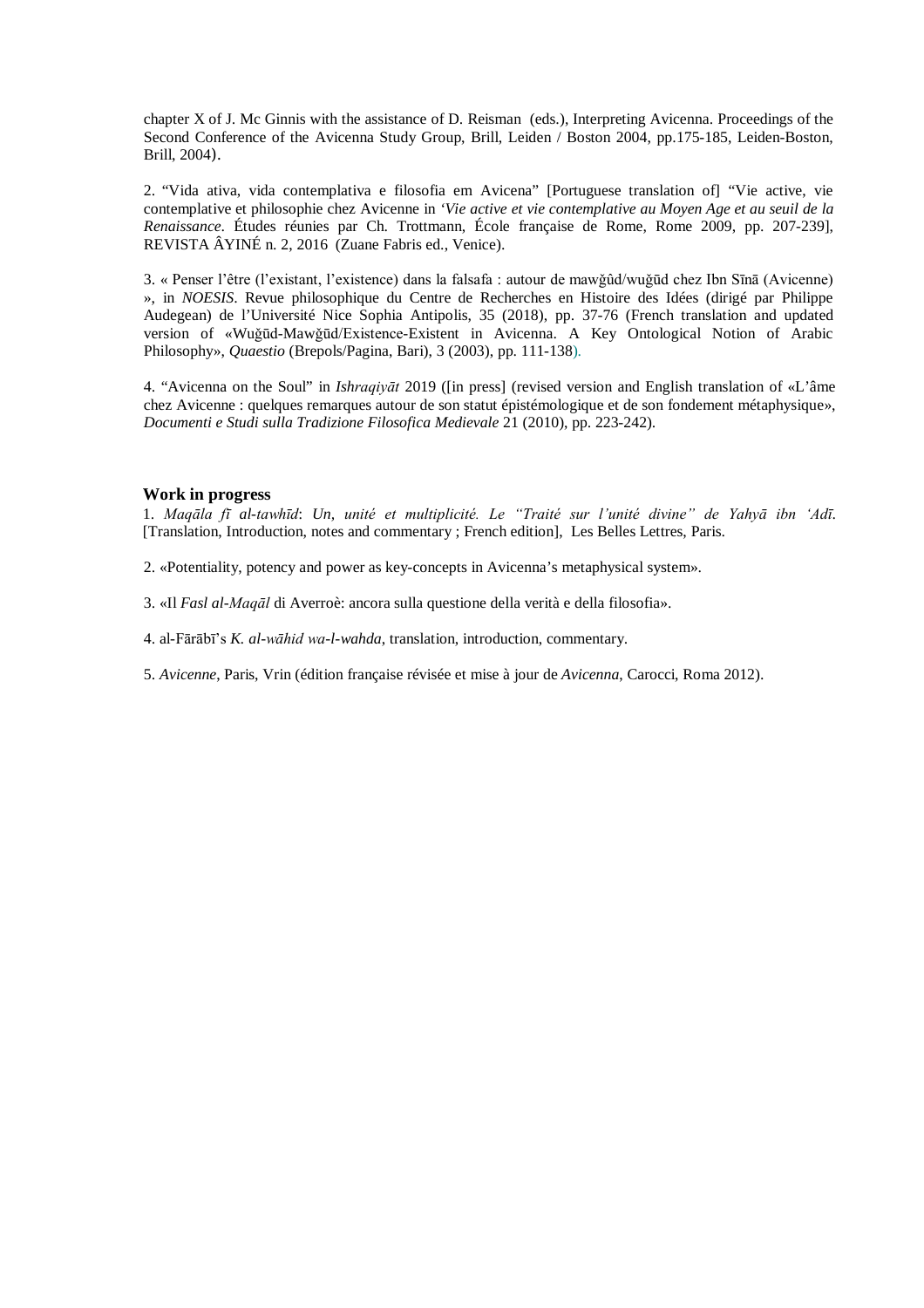chapter X of J. Mc Ginnis with the assistance of D. Reisman (eds.), Interpreting Avicenna. Proceedings of the Second Conference of the Avicenna Study Group, Brill, Leiden / Boston 2004, pp.175-185, Leiden-Boston, Brill, 2004).

2. "Vida ativa, vida contemplativa e filosofia em Avicena" [Portuguese translation of] "Vie active, vie contemplative et philosophie chez Avicenne in '*Vie active et vie contemplative au Moyen Age et au seuil de la Renaissance*. Études réunies par Ch. Trottmann, École française de Rome, Rome 2009, pp. 207-239], REVISTA ÂYINÉ n. 2, 2016 (Zuane Fabris ed., Venice).

3. « Penser l'être (l'existant, l'existence) dans la falsafa : autour de mawǧûd/wuǧūd chez Ibn Sīnā (Avicenne) », in *NOESIS*. Revue philosophique du Centre de Recherches en Histoire des Idées (dirigé par Philippe Audegean) de l'Université Nice Sophia Antipolis, 35 (2018), pp. 37-76 (French translation and updated version of «Wuǧūd-Mawǧūd/Existence-Existent in Avicenna. A Key Ontological Notion of Arabic Philosophy», *Quaestio* (Brepols/Pagina, Bari), 3 (2003), pp. 111-138).

4. "Avicenna on the Soul" in *Ishraqiyāt* 2019 ([in press] (revised version and English translation of «L'âme chez Avicenne : quelques remarques autour de son statut épistémologique et de son fondement métaphysique», *Documenti e Studi sulla Tradizione Filosofica Medievale* 21 (2010), pp. 223-242).

**Work in progress**

1. *Maqāla fī al-tawhīd*: *Un, unité et multiplicité. Le "Traité sur l'unité divine" de Yahyā ibn 'Adī.* [Translation, Introduction, notes and commentary ; French edition], Les Belles Lettres, Paris.

2. «Potentiality, potency and power as key-concepts in Avicenna's metaphysical system».

3. «Il *Fasl al-Maqāl* di Averroè: ancora sulla questione della verità e della filosofia».

4. al-Fārābī's *K. al-wāhid wa-l-wahda*, translation, introduction, commentary.

5. *Avicenne*, Paris, Vrin (édition française révisée et mise à jour de *Avicenna*, Carocci, Roma 2012).